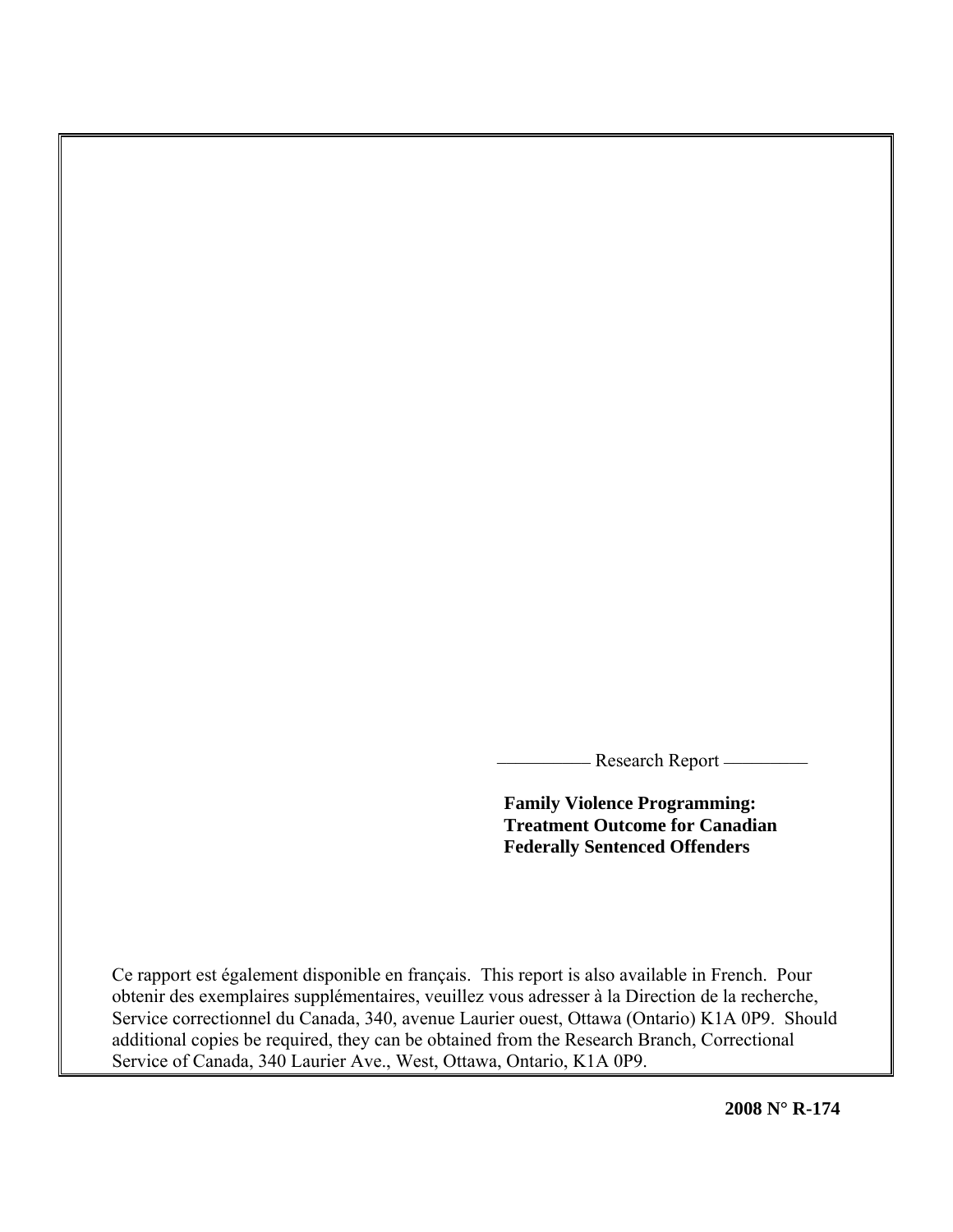Research Report

**Family Violence Programming: Treatment Outcome for Canadian Federally Sentenced Offenders**

Ce rapport est également disponible en français. This report is also available in French. Pour obtenir des exemplaires supplémentaires, veuillez vous adresser à la Direction de la recherche, Service correctionnel du Canada, 340, avenue Laurier ouest, Ottawa (Ontario) K1A 0P9. Should additional copies be required, they can be obtained from the Research Branch, Correctional Service of Canada, 340 Laurier Ave., West, Ottawa, Ontario, K1A 0P9.

**2008 N° R-174**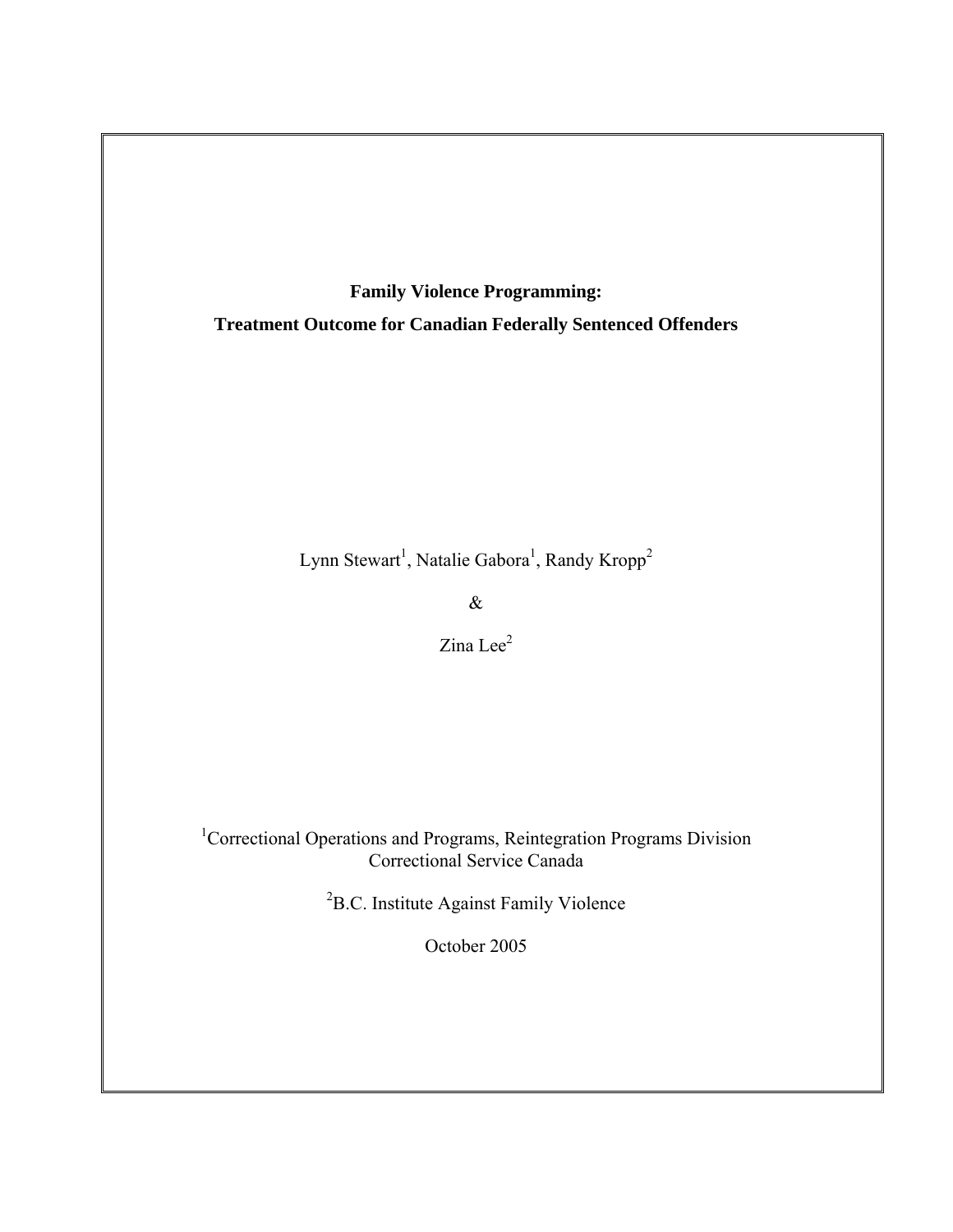# Family Violence Programming:

# Treatment Outcome for Canadian Federally Sentenced Offenders

Lynn Stewart[1], Natalie Gabora[1], Randy Kropp[2]

&

Zina Lee[2]

[1]Correctional Operations and Programs, Reintegration Programs Division
Correctional Service Canada

[2]B.C. Institute Against Family Violence

October 2005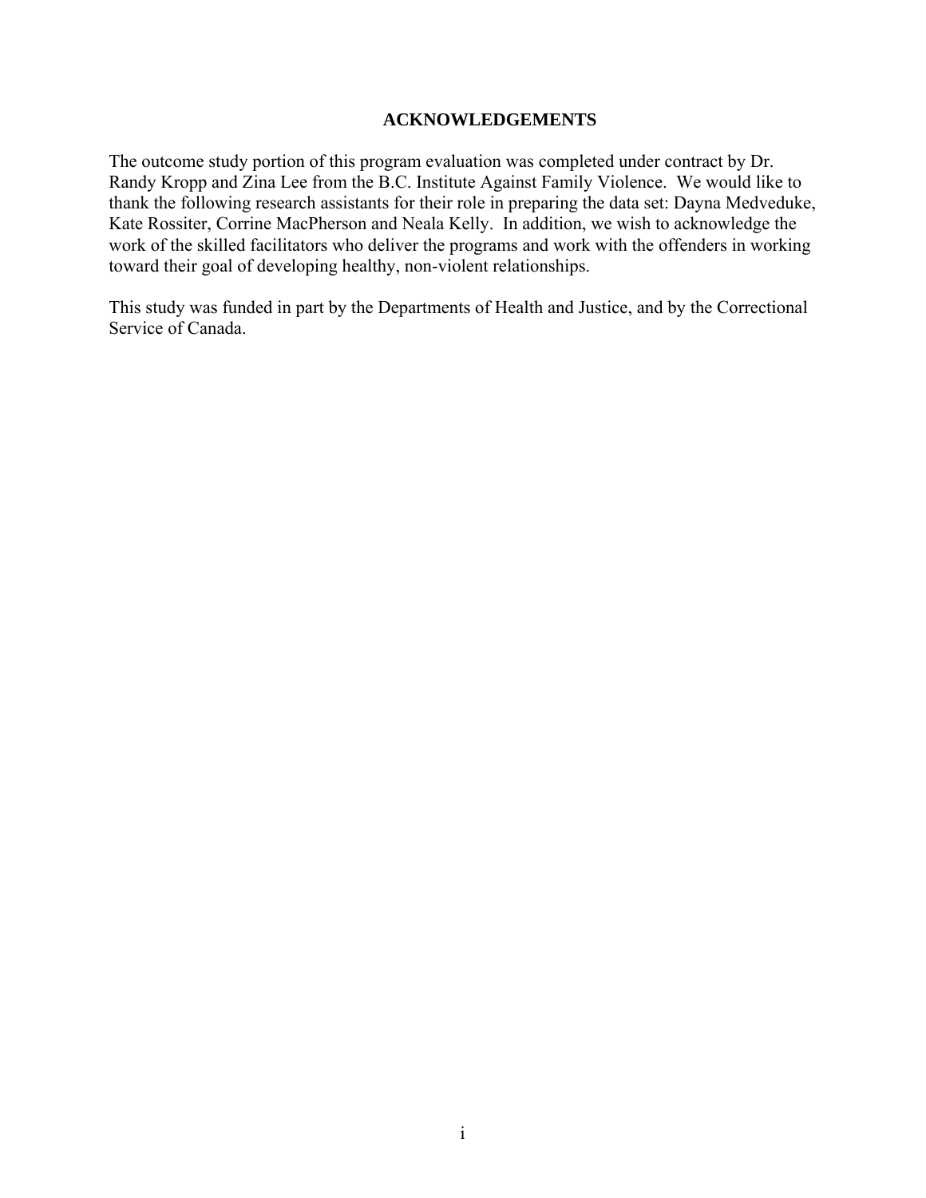## ACKNOWLEDGEMENTS

The outcome study portion of this program evaluation was completed under contract by Dr. Randy Kropp and Zina Lee from the B.C. Institute Against Family Violence. We would like to thank the following research assistants for their role in preparing the data set: Dayna Medveduke, Kate Rossiter, Corrine MacPherson and Neala Kelly. In addition, we wish to acknowledge the work of the skilled facilitators who deliver the programs and work with the offenders in working toward their goal of developing healthy, non-violent relationships.

This study was funded in part by the Departments of Health and Justice, and by the Correctional Service of Canada.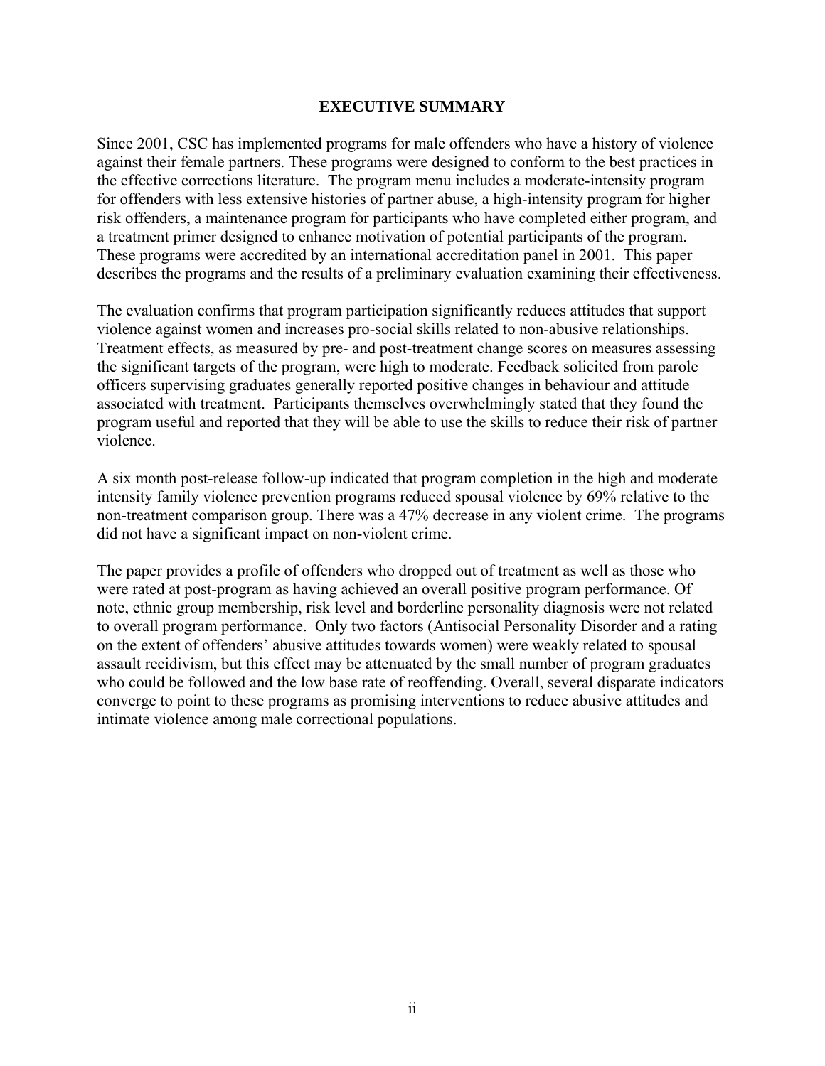# EXECUTIVE SUMMARY

Since 2001, CSC has implemented programs for male offenders who have a history of violence against their female partners. These programs were designed to conform to the best practices in the effective corrections literature. The program menu includes a moderate-intensity program for offenders with less extensive histories of partner abuse, a high-intensity program for higher risk offenders, a maintenance program for participants who have completed either program, and a treatment primer designed to enhance motivation of potential participants of the program. These programs were accredited by an international accreditation panel in 2001. This paper describes the programs and the results of a preliminary evaluation examining their effectiveness.

The evaluation confirms that program participation significantly reduces attitudes that support violence against women and increases pro-social skills related to non-abusive relationships. Treatment effects, as measured by pre- and post-treatment change scores on measures assessing the significant targets of the program, were high to moderate. Feedback solicited from parole officers supervising graduates generally reported positive changes in behaviour and attitude associated with treatment. Participants themselves overwhelmingly stated that they found the program useful and reported that they will be able to use the skills to reduce their risk of partner violence.

A six month post-release follow-up indicated that program completion in the high and moderate intensity family violence prevention programs reduced spousal violence by 69% relative to the non-treatment comparison group. There was a 47% decrease in any violent crime. The programs did not have a significant impact on non-violent crime.

The paper provides a profile of offenders who dropped out of treatment as well as those who were rated at post-program as having achieved an overall positive program performance. Of note, ethnic group membership, risk level and borderline personality diagnosis were not related to overall program performance. Only two factors (Antisocial Personality Disorder and a rating on the extent of offenders' abusive attitudes towards women) were weakly related to spousal assault recidivism, but this effect may be attenuated by the small number of program graduates who could be followed and the low base rate of reoffending. Overall, several disparate indicators converge to point to these programs as promising interventions to reduce abusive attitudes and intimate violence among male correctional populations.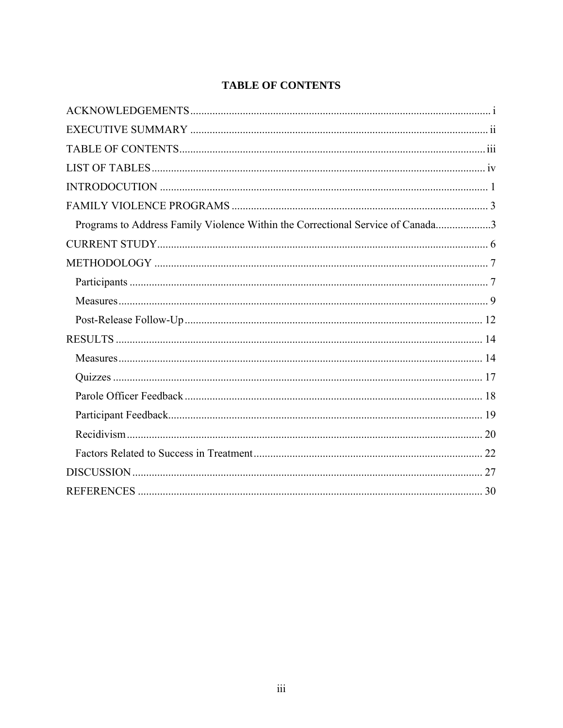# TABLE OF CONTENTS

ACKNOWLEDGEMENTS ..... i

EXECUTIVE SUMMARY ..... ii

TABLE OF CONTENTS ..... iii

LIST OF TABLES ..... iv

INTRODOCUTION ..... 1

FAMILY VIOLENCE PROGRAMS ..... 3

- Programs to Address Family Violence Within the Correctional Service of Canada ..... 3

CURRENT STUDY ..... 6

METHODOLOGY ..... 7

- Participants ..... 7
- Measures ..... 9
- Post-Release Follow-Up ..... 12

RESULTS ..... 14

- Measures ..... 14
- Quizzes ..... 17
- Parole Officer Feedback ..... 18
- Participant Feedback ..... 19
- Recidivism ..... 20
- Factors Related to Success in Treatment ..... 22

DISCUSSION ..... 27

REFERENCES ..... 30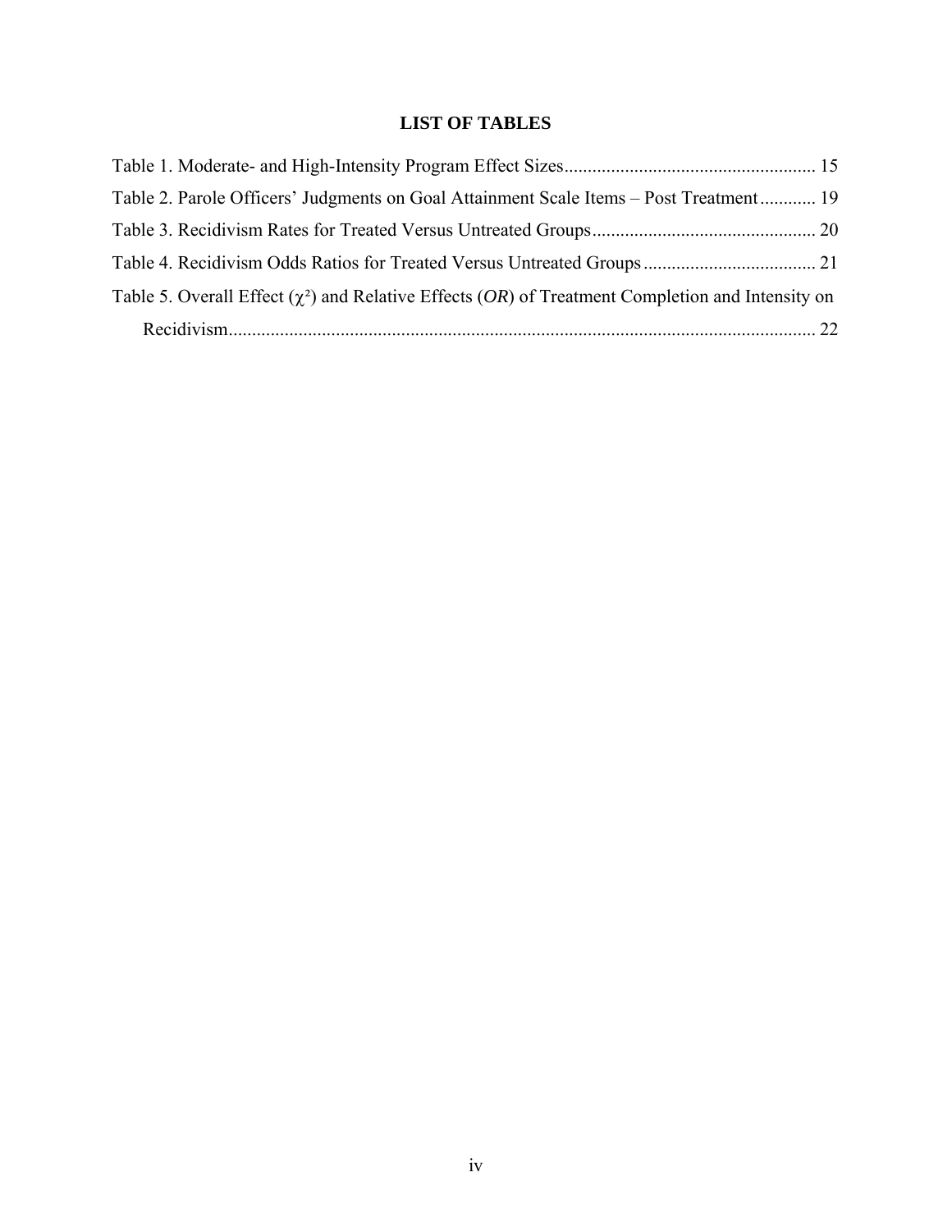# LIST OF TABLES

Table 1. Moderate- and High-Intensity Program Effect Sizes..................................................... 15

Table 2. Parole Officers' Judgments on Goal Attainment Scale Items – Post Treatment............ 19

Table 3. Recidivism Rates for Treated Versus Untreated Groups................................................ 20

Table 4. Recidivism Odds Ratios for Treated Versus Untreated Groups..................................... 21

Table 5. Overall Effect ($\chi^2$) and Relative Effects (*OR*) of Treatment Completion and Intensity on Recidivism.............................................................................................................................. 22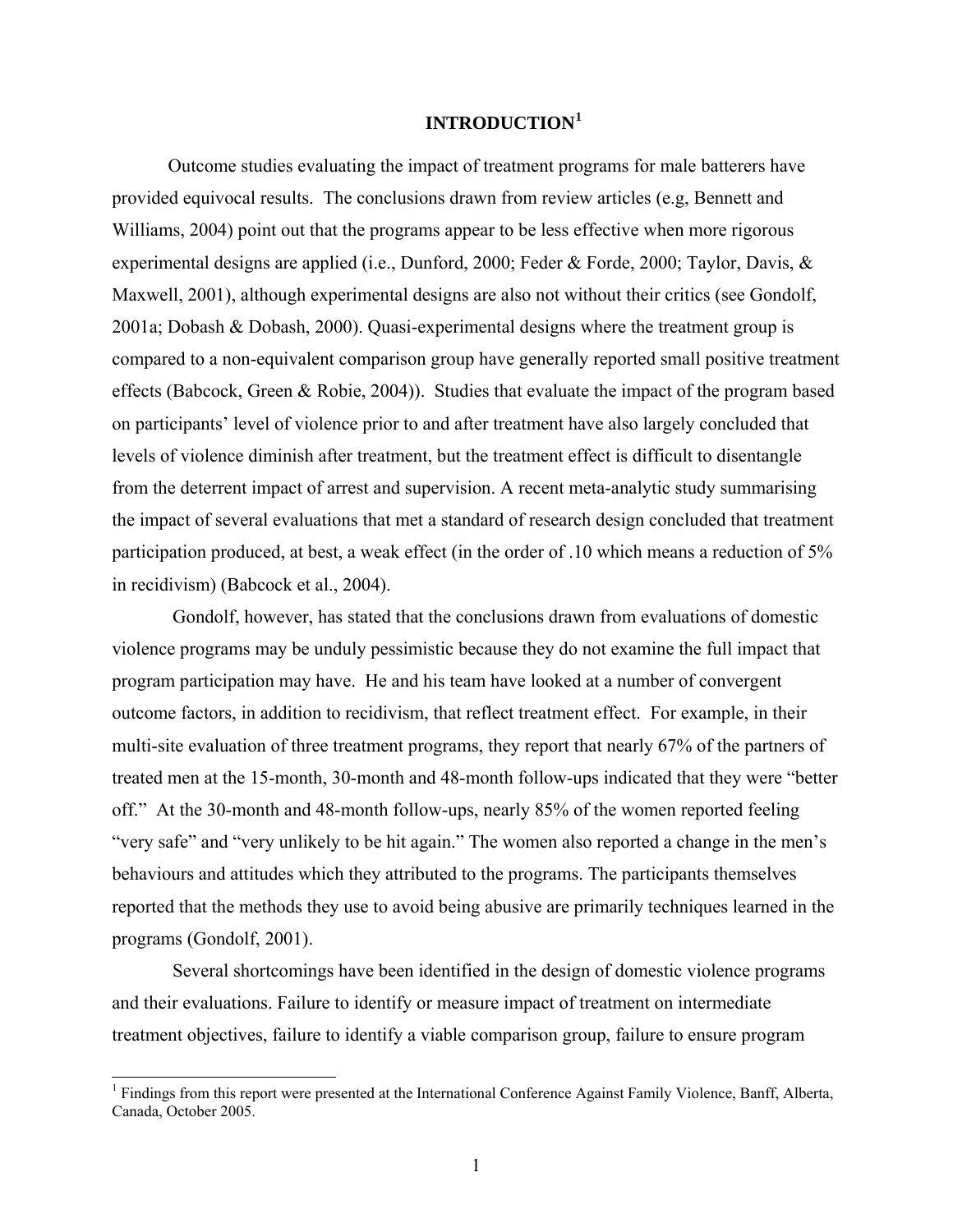# INTRODUCTION[1]

Outcome studies evaluating the impact of treatment programs for male batterers have provided equivocal results. The conclusions drawn from review articles (e.g, Bennett and Williams, 2004) point out that the programs appear to be less effective when more rigorous experimental designs are applied (i.e., Dunford, 2000; Feder & Forde, 2000; Taylor, Davis, & Maxwell, 2001), although experimental designs are also not without their critics (see Gondolf, 2001a; Dobash & Dobash, 2000). Quasi-experimental designs where the treatment group is compared to a non-equivalent comparison group have generally reported small positive treatment effects (Babcock, Green & Robie, 2004)). Studies that evaluate the impact of the program based on participants' level of violence prior to and after treatment have also largely concluded that levels of violence diminish after treatment, but the treatment effect is difficult to disentangle from the deterrent impact of arrest and supervision. A recent meta-analytic study summarising the impact of several evaluations that met a standard of research design concluded that treatment participation produced, at best, a weak effect (in the order of .10 which means a reduction of 5% in recidivism) (Babcock et al., 2004).

Gondolf, however, has stated that the conclusions drawn from evaluations of domestic violence programs may be unduly pessimistic because they do not examine the full impact that program participation may have. He and his team have looked at a number of convergent outcome factors, in addition to recidivism, that reflect treatment effect. For example, in their multi-site evaluation of three treatment programs, they report that nearly 67% of the partners of treated men at the 15-month, 30-month and 48-month follow-ups indicated that they were "better off." At the 30-month and 48-month follow-ups, nearly 85% of the women reported feeling "very safe" and "very unlikely to be hit again." The women also reported a change in the men's behaviours and attitudes which they attributed to the programs. The participants themselves reported that the methods they use to avoid being abusive are primarily techniques learned in the programs (Gondolf, 2001).

Several shortcomings have been identified in the design of domestic violence programs and their evaluations. Failure to identify or measure impact of treatment on intermediate treatment objectives, failure to identify a viable comparison group, failure to ensure program

[1] Findings from this report were presented at the International Conference Against Family Violence, Banff, Alberta, Canada, October 2005.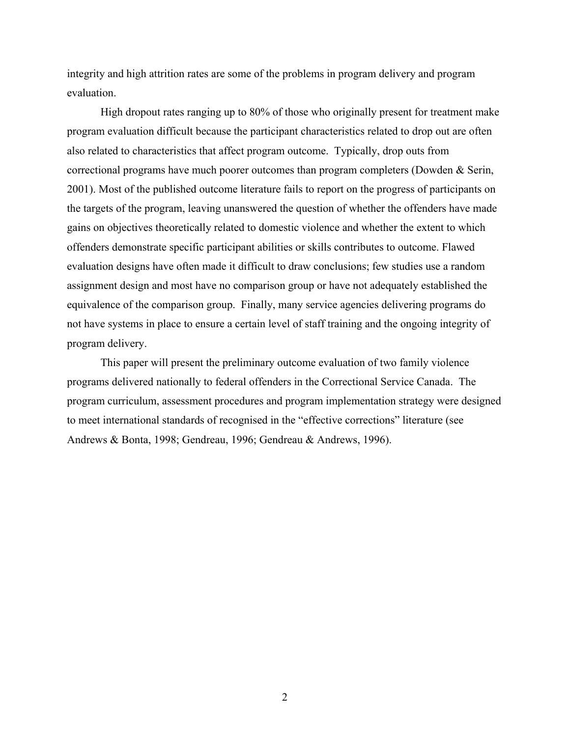integrity and high attrition rates are some of the problems in program delivery and program evaluation.

High dropout rates ranging up to 80% of those who originally present for treatment make program evaluation difficult because the participant characteristics related to drop out are often also related to characteristics that affect program outcome. Typically, drop outs from correctional programs have much poorer outcomes than program completers (Dowden & Serin, 2001). Most of the published outcome literature fails to report on the progress of participants on the targets of the program, leaving unanswered the question of whether the offenders have made gains on objectives theoretically related to domestic violence and whether the extent to which offenders demonstrate specific participant abilities or skills contributes to outcome. Flawed evaluation designs have often made it difficult to draw conclusions; few studies use a random assignment design and most have no comparison group or have not adequately established the equivalence of the comparison group. Finally, many service agencies delivering programs do not have systems in place to ensure a certain level of staff training and the ongoing integrity of program delivery.

This paper will present the preliminary outcome evaluation of two family violence programs delivered nationally to federal offenders in the Correctional Service Canada. The program curriculum, assessment procedures and program implementation strategy were designed to meet international standards of recognised in the "effective corrections" literature (see Andrews & Bonta, 1998; Gendreau, 1996; Gendreau & Andrews, 1996).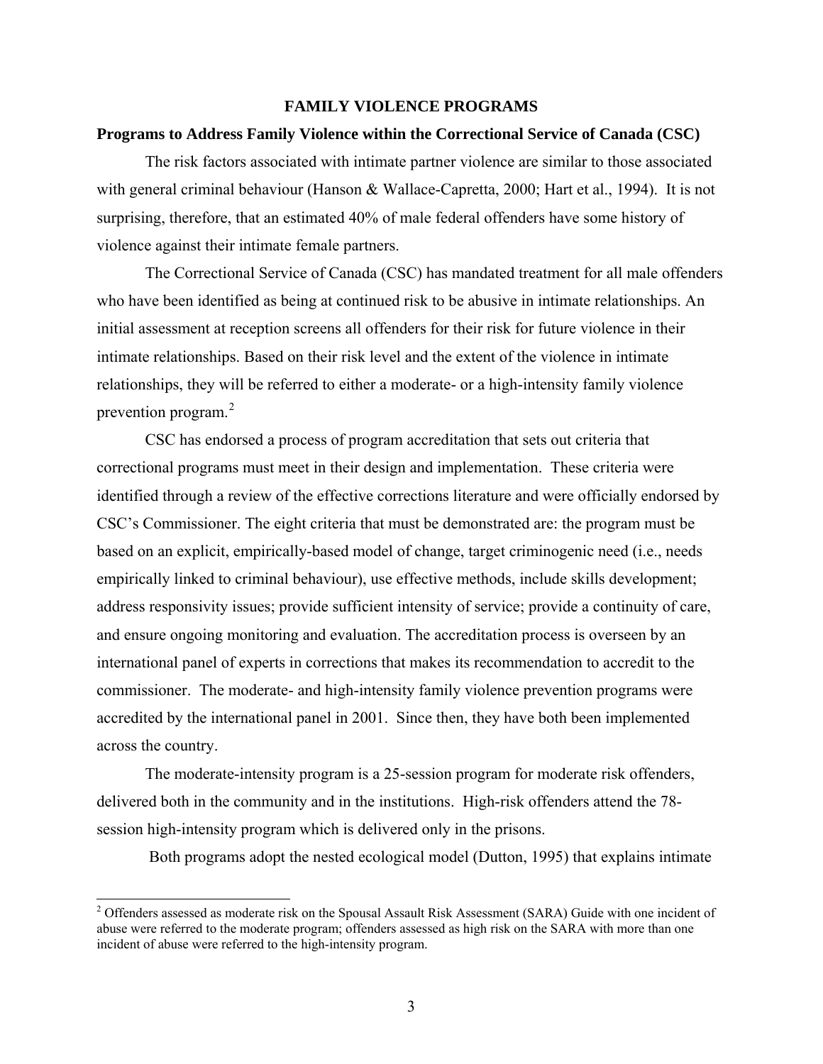# FAMILY VIOLENCE PROGRAMS

## Programs to Address Family Violence within the Correctional Service of Canada (CSC)

The risk factors associated with intimate partner violence are similar to those associated with general criminal behaviour (Hanson & Wallace-Capretta, 2000; Hart et al., 1994). It is not surprising, therefore, that an estimated 40% of male federal offenders have some history of violence against their intimate female partners.

The Correctional Service of Canada (CSC) has mandated treatment for all male offenders who have been identified as being at continued risk to be abusive in intimate relationships. An initial assessment at reception screens all offenders for their risk for future violence in their intimate relationships. Based on their risk level and the extent of the violence in intimate relationships, they will be referred to either a moderate- or a high-intensity family violence prevention program.[2]

CSC has endorsed a process of program accreditation that sets out criteria that correctional programs must meet in their design and implementation. These criteria were identified through a review of the effective corrections literature and were officially endorsed by CSC's Commissioner. The eight criteria that must be demonstrated are: the program must be based on an explicit, empirically-based model of change, target criminogenic need (i.e., needs empirically linked to criminal behaviour), use effective methods, include skills development; address responsivity issues; provide sufficient intensity of service; provide a continuity of care, and ensure ongoing monitoring and evaluation. The accreditation process is overseen by an international panel of experts in corrections that makes its recommendation to accredit to the commissioner. The moderate- and high-intensity family violence prevention programs were accredited by the international panel in 2001. Since then, they have both been implemented across the country.

The moderate-intensity program is a 25-session program for moderate risk offenders, delivered both in the community and in the institutions. High-risk offenders attend the 78-session high-intensity program which is delivered only in the prisons.

Both programs adopt the nested ecological model (Dutton, 1995) that explains intimate

---

[2] Offenders assessed as moderate risk on the Spousal Assault Risk Assessment (SARA) Guide with one incident of abuse were referred to the moderate program; offenders assessed as high risk on the SARA with more than one incident of abuse were referred to the high-intensity program.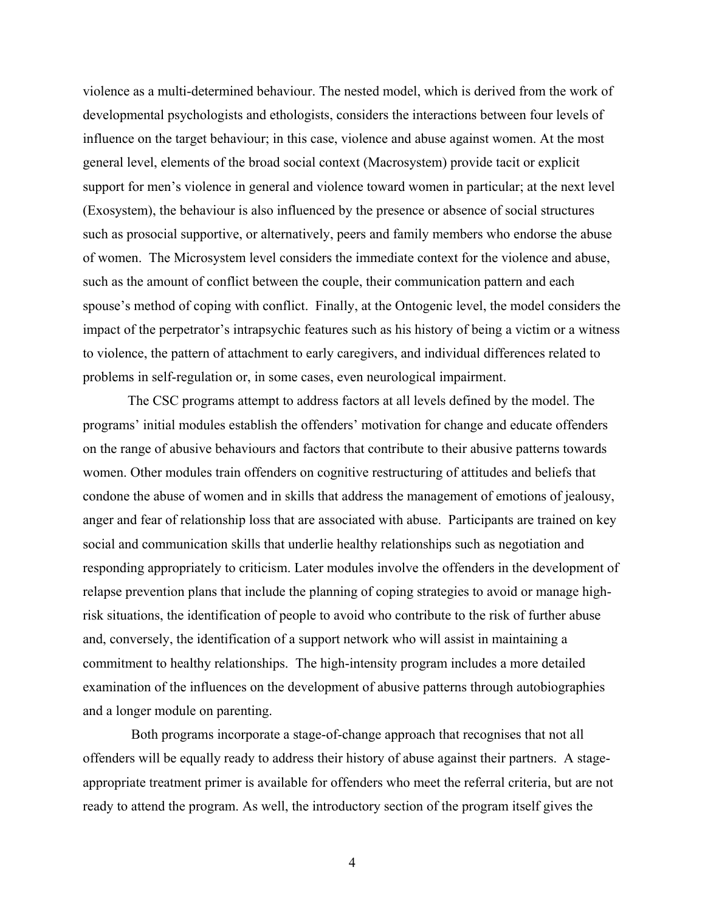violence as a multi-determined behaviour. The nested model, which is derived from the work of developmental psychologists and ethologists, considers the interactions between four levels of influence on the target behaviour; in this case, violence and abuse against women. At the most general level, elements of the broad social context (Macrosystem) provide tacit or explicit support for men's violence in general and violence toward women in particular; at the next level (Exosystem), the behaviour is also influenced by the presence or absence of social structures such as prosocial supportive, or alternatively, peers and family members who endorse the abuse of women. The Microsystem level considers the immediate context for the violence and abuse, such as the amount of conflict between the couple, their communication pattern and each spouse's method of coping with conflict. Finally, at the Ontogenic level, the model considers the impact of the perpetrator's intrapsychic features such as his history of being a victim or a witness to violence, the pattern of attachment to early caregivers, and individual differences related to problems in self-regulation or, in some cases, even neurological impairment.

The CSC programs attempt to address factors at all levels defined by the model. The programs' initial modules establish the offenders' motivation for change and educate offenders on the range of abusive behaviours and factors that contribute to their abusive patterns towards women. Other modules train offenders on cognitive restructuring of attitudes and beliefs that condone the abuse of women and in skills that address the management of emotions of jealousy, anger and fear of relationship loss that are associated with abuse. Participants are trained on key social and communication skills that underlie healthy relationships such as negotiation and responding appropriately to criticism. Later modules involve the offenders in the development of relapse prevention plans that include the planning of coping strategies to avoid or manage high-risk situations, the identification of people to avoid who contribute to the risk of further abuse and, conversely, the identification of a support network who will assist in maintaining a commitment to healthy relationships. The high-intensity program includes a more detailed examination of the influences on the development of abusive patterns through autobiographies and a longer module on parenting.

Both programs incorporate a stage-of-change approach that recognises that not all offenders will be equally ready to address their history of abuse against their partners. A stage-appropriate treatment primer is available for offenders who meet the referral criteria, but are not ready to attend the program. As well, the introductory section of the program itself gives the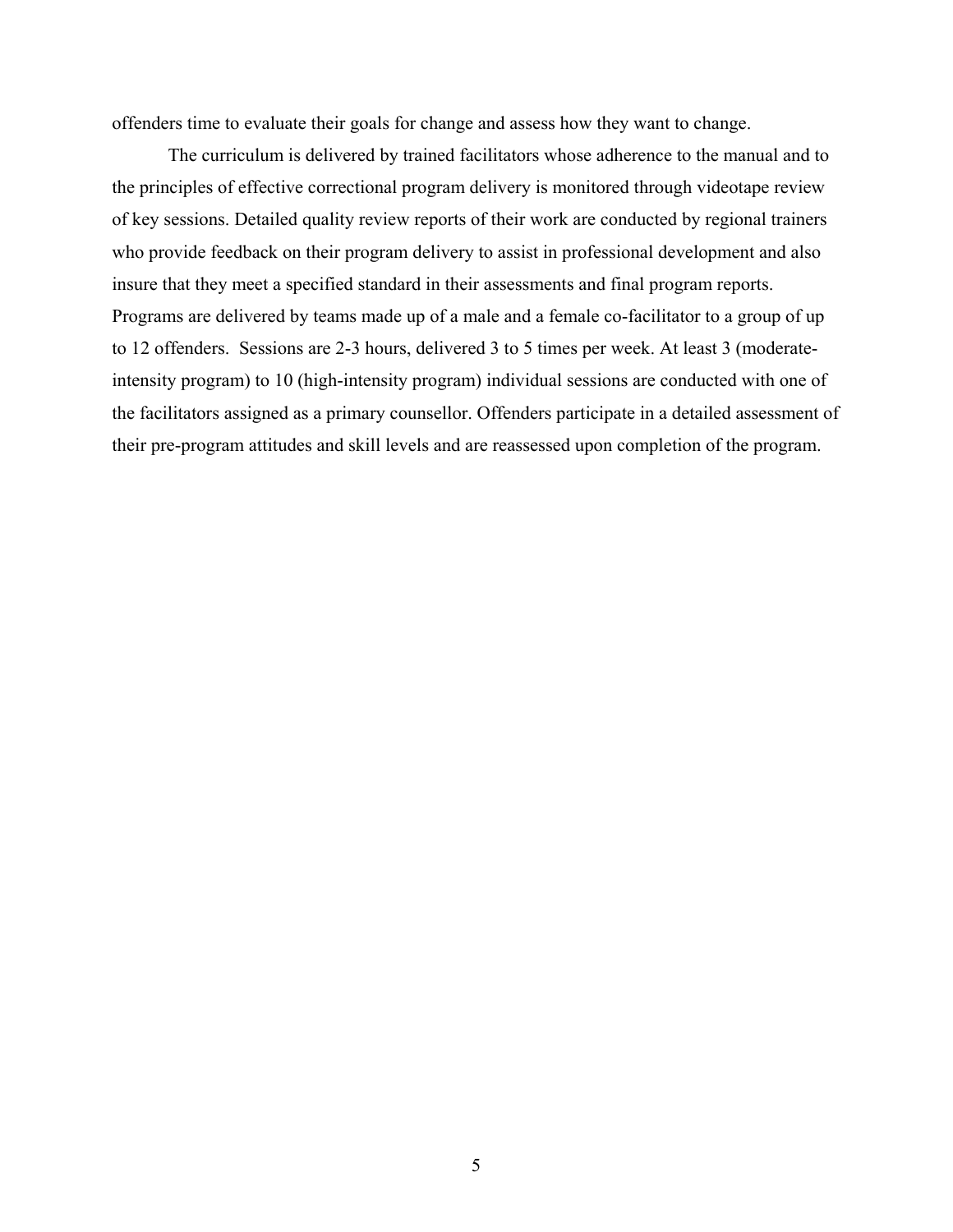offenders time to evaluate their goals for change and assess how they want to change.

The curriculum is delivered by trained facilitators whose adherence to the manual and to the principles of effective correctional program delivery is monitored through videotape review of key sessions. Detailed quality review reports of their work are conducted by regional trainers who provide feedback on their program delivery to assist in professional development and also insure that they meet a specified standard in their assessments and final program reports. Programs are delivered by teams made up of a male and a female co-facilitator to a group of up to 12 offenders. Sessions are 2-3 hours, delivered 3 to 5 times per week. At least 3 (moderate-intensity program) to 10 (high-intensity program) individual sessions are conducted with one of the facilitators assigned as a primary counsellor. Offenders participate in a detailed assessment of their pre-program attitudes and skill levels and are reassessed upon completion of the program.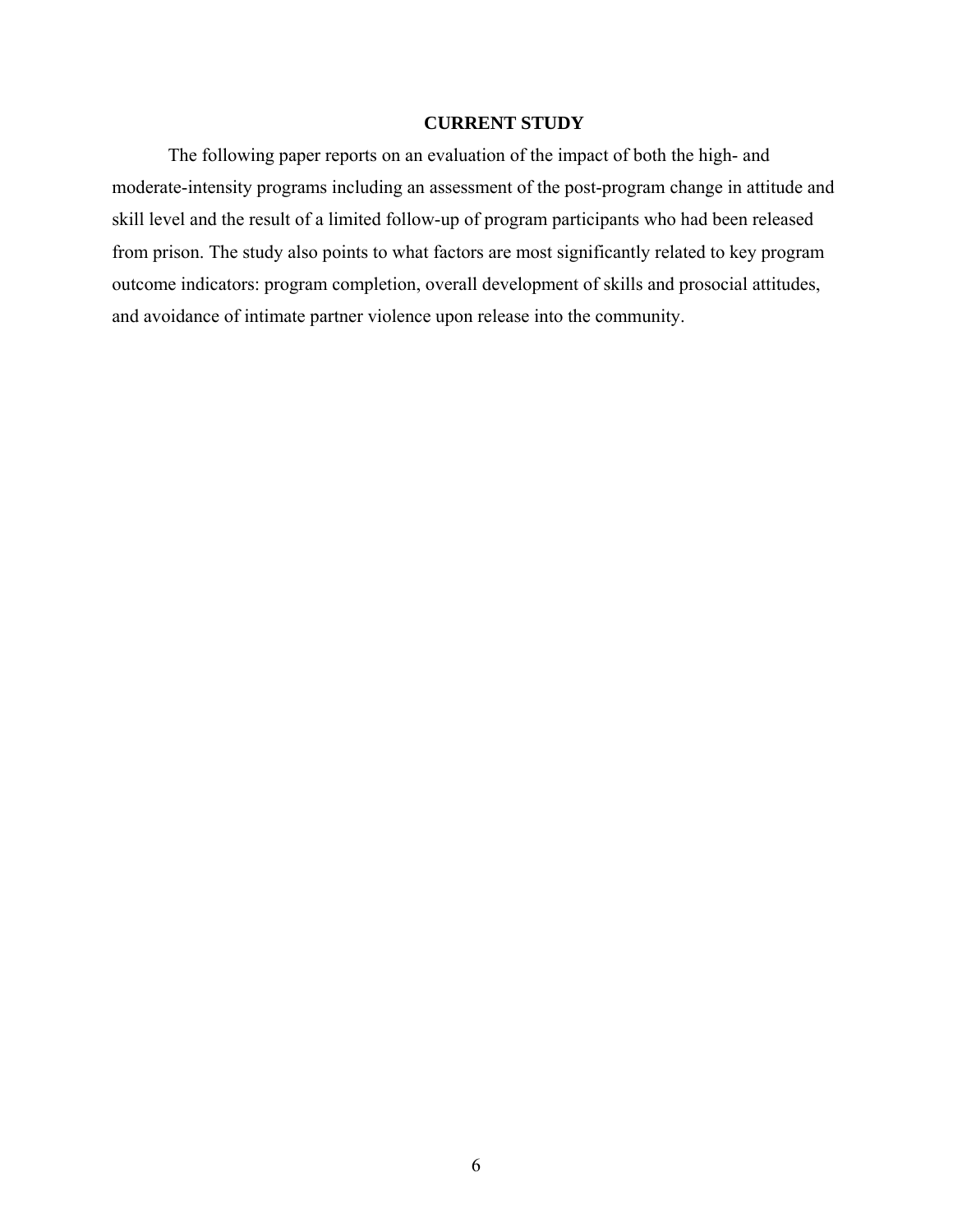## CURRENT STUDY

The following paper reports on an evaluation of the impact of both the high- and moderate-intensity programs including an assessment of the post-program change in attitude and skill level and the result of a limited follow-up of program participants who had been released from prison. The study also points to what factors are most significantly related to key program outcome indicators: program completion, overall development of skills and prosocial attitudes, and avoidance of intimate partner violence upon release into the community.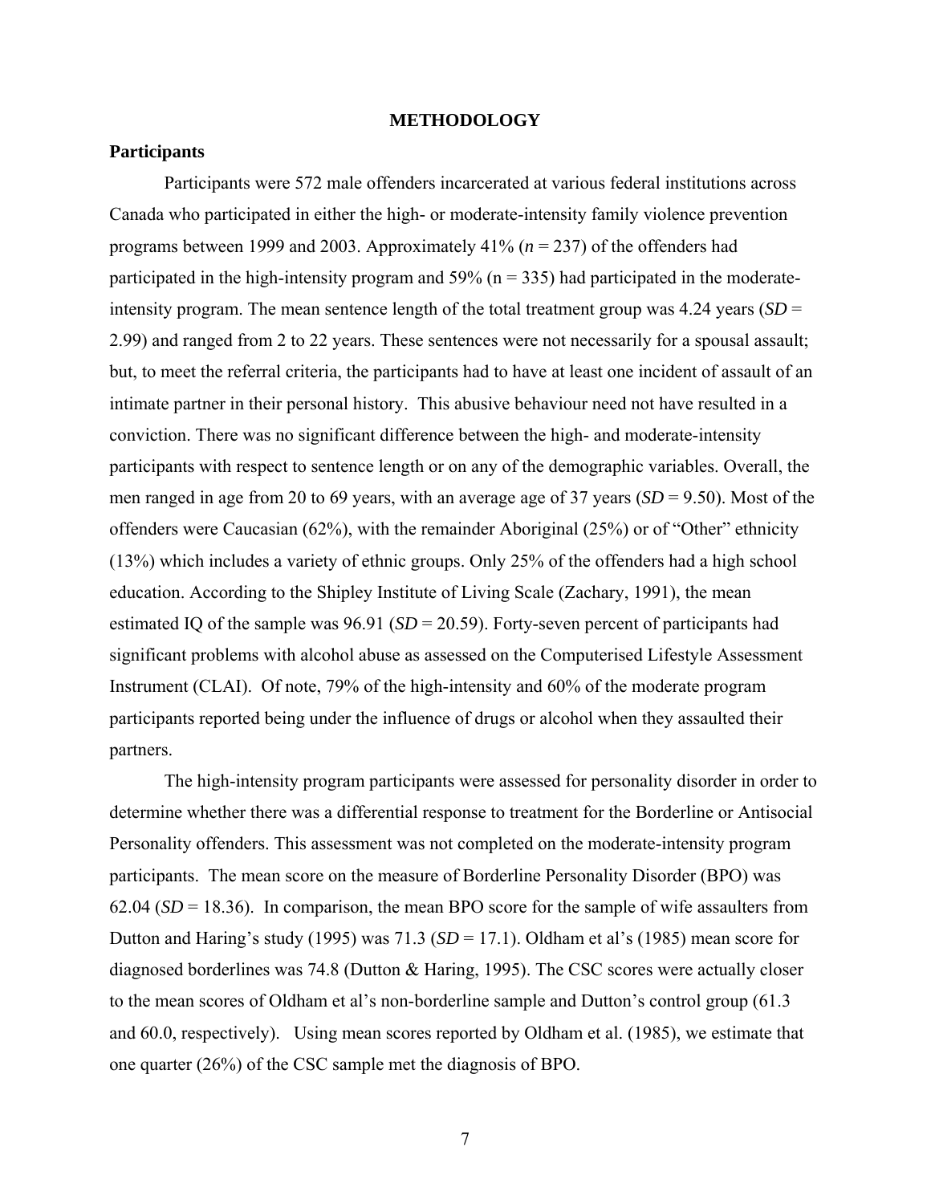# METHODOLOGY

## Participants

Participants were 572 male offenders incarcerated at various federal institutions across Canada who participated in either the high- or moderate-intensity family violence prevention programs between 1999 and 2003. Approximately 41% (*n* = 237) of the offenders had participated in the high-intensity program and 59% (n = 335) had participated in the moderate-intensity program. The mean sentence length of the total treatment group was 4.24 years (*SD* = 2.99) and ranged from 2 to 22 years. These sentences were not necessarily for a spousal assault; but, to meet the referral criteria, the participants had to have at least one incident of assault of an intimate partner in their personal history. This abusive behaviour need not have resulted in a conviction. There was no significant difference between the high- and moderate-intensity participants with respect to sentence length or on any of the demographic variables. Overall, the men ranged in age from 20 to 69 years, with an average age of 37 years (*SD* = 9.50). Most of the offenders were Caucasian (62%), with the remainder Aboriginal (25%) or of "Other" ethnicity (13%) which includes a variety of ethnic groups. Only 25% of the offenders had a high school education. According to the Shipley Institute of Living Scale (Zachary, 1991), the mean estimated IQ of the sample was 96.91 (*SD* = 20.59). Forty-seven percent of participants had significant problems with alcohol abuse as assessed on the Computerised Lifestyle Assessment Instrument (CLAI). Of note, 79% of the high-intensity and 60% of the moderate program participants reported being under the influence of drugs or alcohol when they assaulted their partners.

The high-intensity program participants were assessed for personality disorder in order to determine whether there was a differential response to treatment for the Borderline or Antisocial Personality offenders. This assessment was not completed on the moderate-intensity program participants. The mean score on the measure of Borderline Personality Disorder (BPO) was 62.04 (*SD* = 18.36). In comparison, the mean BPO score for the sample of wife assaulters from Dutton and Haring's study (1995) was 71.3 (*SD* = 17.1). Oldham et al's (1985) mean score for diagnosed borderlines was 74.8 (Dutton & Haring, 1995). The CSC scores were actually closer to the mean scores of Oldham et al's non-borderline sample and Dutton's control group (61.3 and 60.0, respectively). Using mean scores reported by Oldham et al. (1985), we estimate that one quarter (26%) of the CSC sample met the diagnosis of BPO.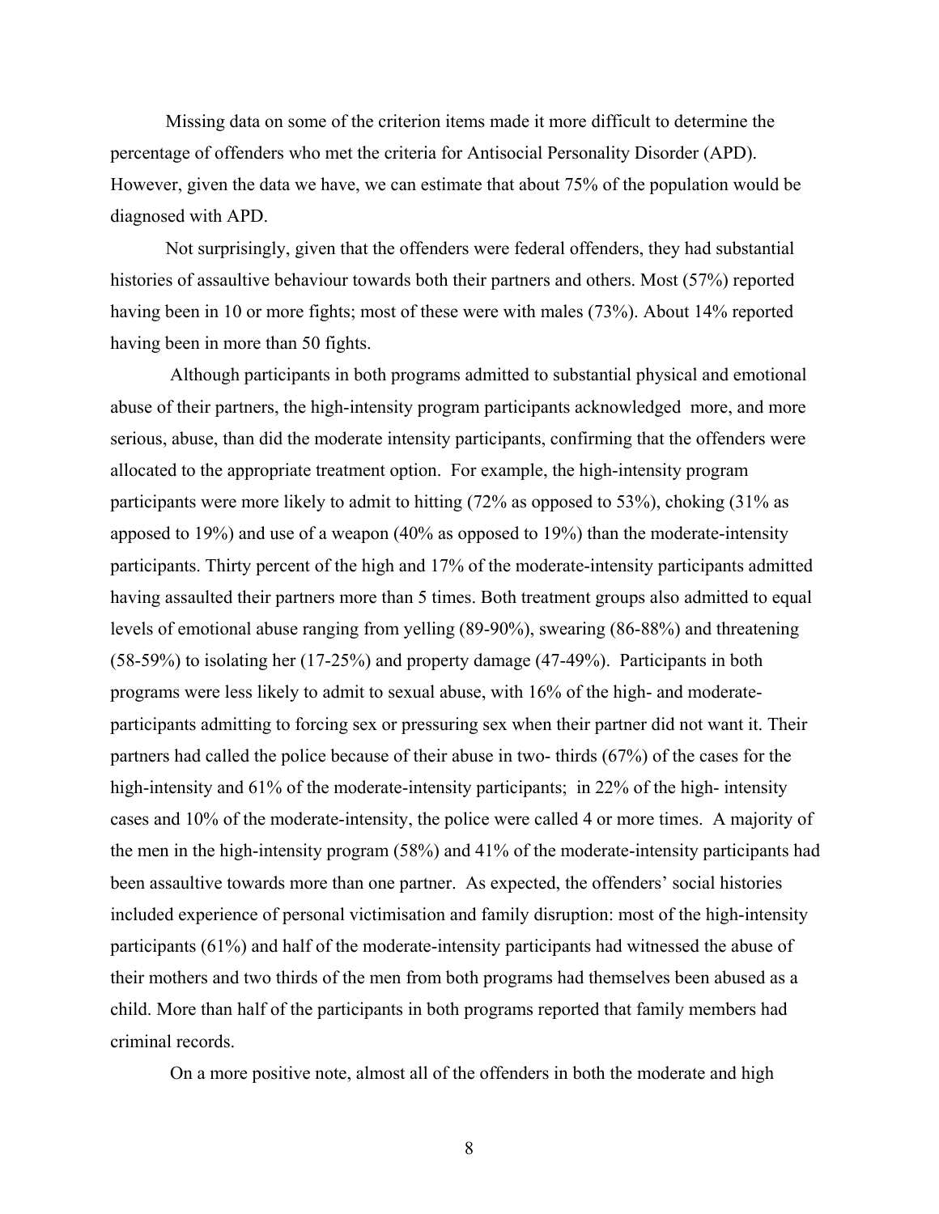Missing data on some of the criterion items made it more difficult to determine the percentage of offenders who met the criteria for Antisocial Personality Disorder (APD). However, given the data we have, we can estimate that about 75% of the population would be diagnosed with APD.

Not surprisingly, given that the offenders were federal offenders, they had substantial histories of assaultive behaviour towards both their partners and others. Most (57%) reported having been in 10 or more fights; most of these were with males (73%). About 14% reported having been in more than 50 fights.

Although participants in both programs admitted to substantial physical and emotional abuse of their partners, the high-intensity program participants acknowledged more, and more serious, abuse, than did the moderate intensity participants, confirming that the offenders were allocated to the appropriate treatment option. For example, the high-intensity program participants were more likely to admit to hitting (72% as opposed to 53%), choking (31% as apposed to 19%) and use of a weapon (40% as opposed to 19%) than the moderate-intensity participants. Thirty percent of the high and 17% of the moderate-intensity participants admitted having assaulted their partners more than 5 times. Both treatment groups also admitted to equal levels of emotional abuse ranging from yelling (89-90%), swearing (86-88%) and threatening (58-59%) to isolating her (17-25%) and property damage (47-49%). Participants in both programs were less likely to admit to sexual abuse, with 16% of the high- and moderate-participants admitting to forcing sex or pressuring sex when their partner did not want it. Their partners had called the police because of their abuse in two- thirds (67%) of the cases for the high-intensity and 61% of the moderate-intensity participants; in 22% of the high- intensity cases and 10% of the moderate-intensity, the police were called 4 or more times. A majority of the men in the high-intensity program (58%) and 41% of the moderate-intensity participants had been assaultive towards more than one partner. As expected, the offenders' social histories included experience of personal victimisation and family disruption: most of the high-intensity participants (61%) and half of the moderate-intensity participants had witnessed the abuse of their mothers and two thirds of the men from both programs had themselves been abused as a child. More than half of the participants in both programs reported that family members had criminal records.

On a more positive note, almost all of the offenders in both the moderate and high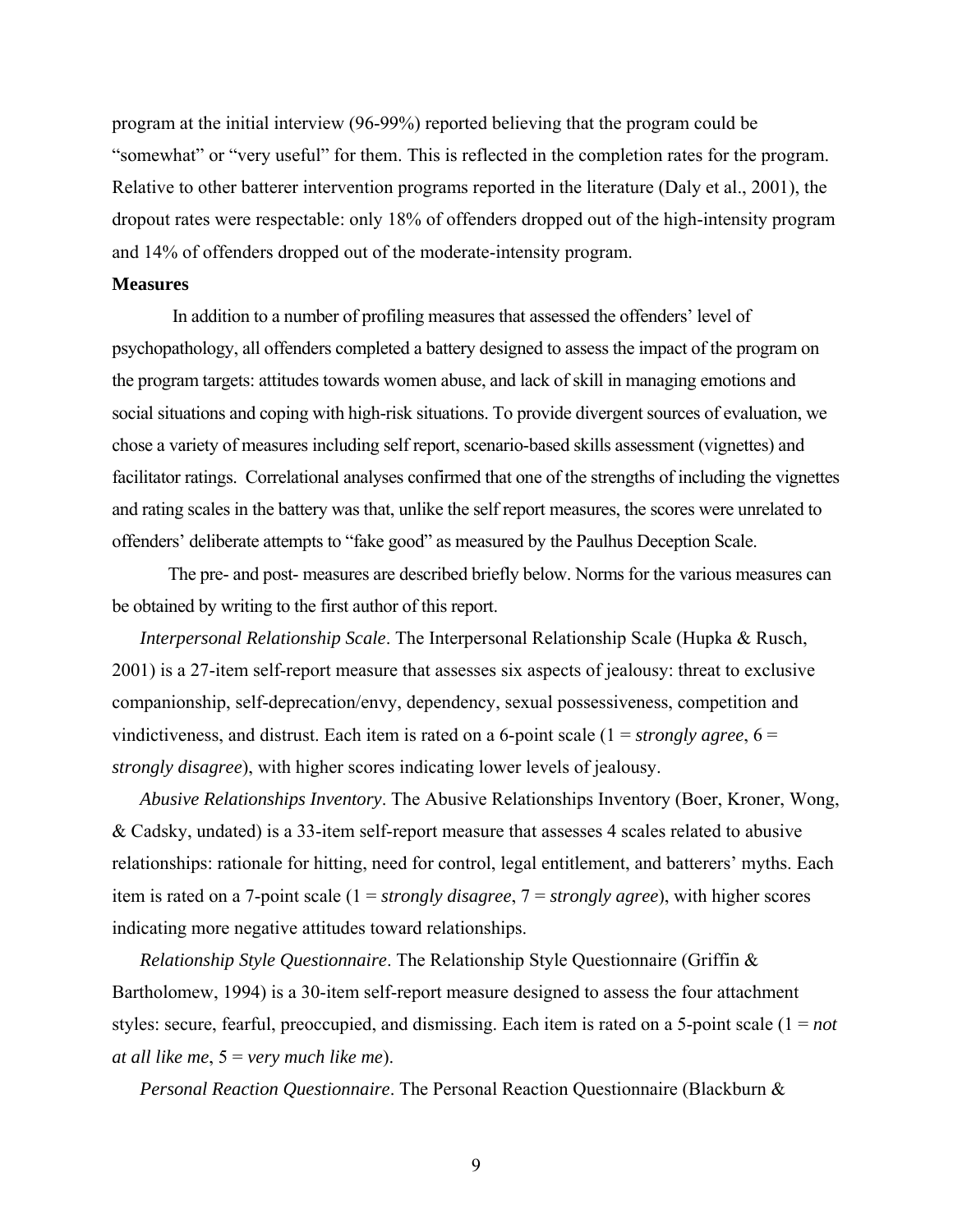program at the initial interview (96-99%) reported believing that the program could be "somewhat" or "very useful" for them. This is reflected in the completion rates for the program. Relative to other batterer intervention programs reported in the literature (Daly et al., 2001), the dropout rates were respectable: only 18% of offenders dropped out of the high-intensity program and 14% of offenders dropped out of the moderate-intensity program.

**Measures**

In addition to a number of profiling measures that assessed the offenders' level of psychopathology, all offenders completed a battery designed to assess the impact of the program on the program targets: attitudes towards women abuse, and lack of skill in managing emotions and social situations and coping with high-risk situations. To provide divergent sources of evaluation, we chose a variety of measures including self report, scenario-based skills assessment (vignettes) and facilitator ratings. Correlational analyses confirmed that one of the strengths of including the vignettes and rating scales in the battery was that, unlike the self report measures, the scores were unrelated to offenders' deliberate attempts to "fake good" as measured by the Paulhus Deception Scale.

The pre- and post- measures are described briefly below. Norms for the various measures can be obtained by writing to the first author of this report.

*Interpersonal Relationship Scale*. The Interpersonal Relationship Scale (Hupka & Rusch, 2001) is a 27-item self-report measure that assesses six aspects of jealousy: threat to exclusive companionship, self-deprecation/envy, dependency, sexual possessiveness, competition and vindictiveness, and distrust. Each item is rated on a 6-point scale (1 = *strongly agree*, 6 = *strongly disagree*), with higher scores indicating lower levels of jealousy.

*Abusive Relationships Inventory*. The Abusive Relationships Inventory (Boer, Kroner, Wong, & Cadsky, undated) is a 33-item self-report measure that assesses 4 scales related to abusive relationships: rationale for hitting, need for control, legal entitlement, and batterers' myths. Each item is rated on a 7-point scale (1 = *strongly disagree*, 7 = *strongly agree*), with higher scores indicating more negative attitudes toward relationships.

*Relationship Style Questionnaire*. The Relationship Style Questionnaire (Griffin & Bartholomew, 1994) is a 30-item self-report measure designed to assess the four attachment styles: secure, fearful, preoccupied, and dismissing. Each item is rated on a 5-point scale (1 = *not at all like me*, 5 = *very much like me*).

*Personal Reaction Questionnaire*. The Personal Reaction Questionnaire (Blackburn &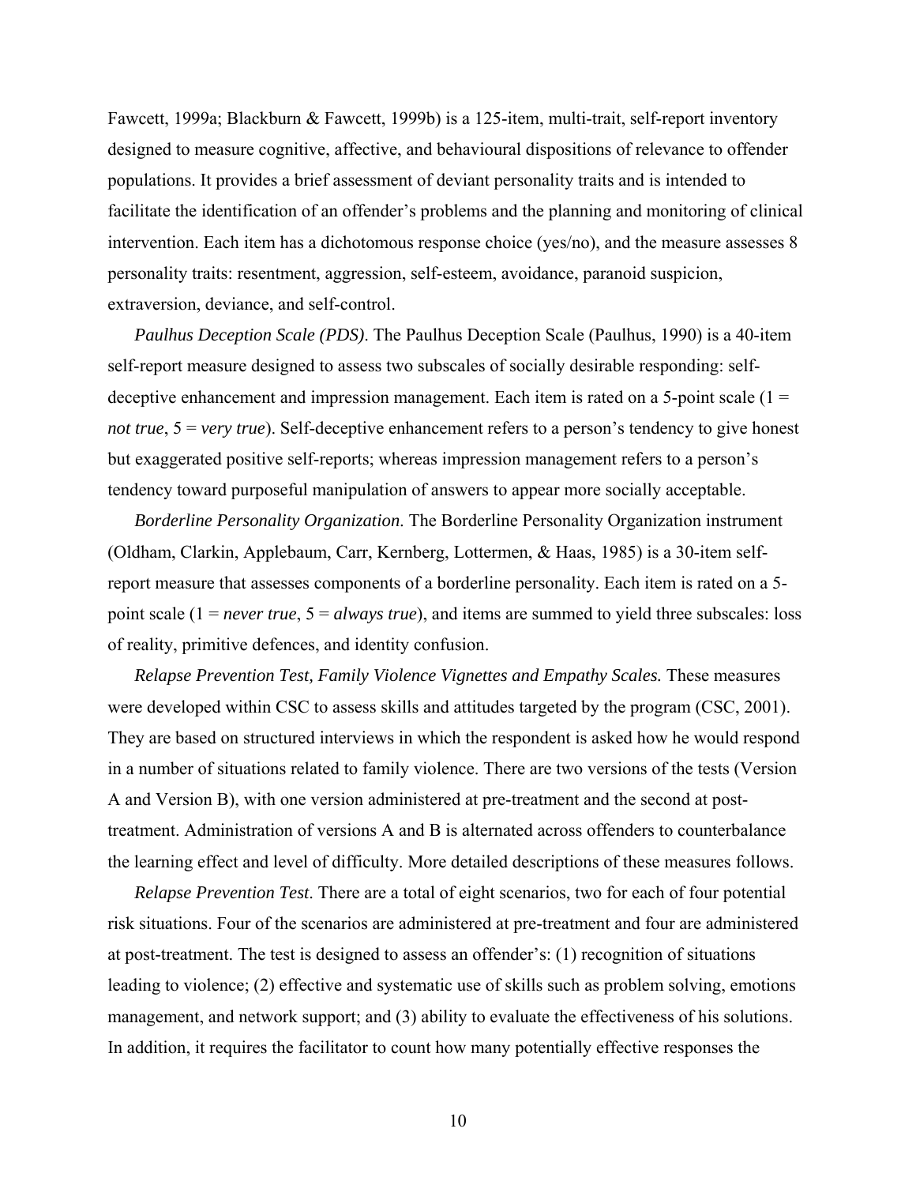Fawcett, 1999a; Blackburn & Fawcett, 1999b) is a 125-item, multi-trait, self-report inventory designed to measure cognitive, affective, and behavioural dispositions of relevance to offender populations. It provides a brief assessment of deviant personality traits and is intended to facilitate the identification of an offender's problems and the planning and monitoring of clinical intervention. Each item has a dichotomous response choice (yes/no), and the measure assesses 8 personality traits: resentment, aggression, self-esteem, avoidance, paranoid suspicion, extraversion, deviance, and self-control.

*Paulhus Deception Scale (PDS)*. The Paulhus Deception Scale (Paulhus, 1990) is a 40-item self-report measure designed to assess two subscales of socially desirable responding: self-deceptive enhancement and impression management. Each item is rated on a 5-point scale (1 = *not true*, 5 = *very true*). Self-deceptive enhancement refers to a person's tendency to give honest but exaggerated positive self-reports; whereas impression management refers to a person's tendency toward purposeful manipulation of answers to appear more socially acceptable.

*Borderline Personality Organization.* The Borderline Personality Organization instrument (Oldham, Clarkin, Applebaum, Carr, Kernberg, Lottermen, & Haas, 1985) is a 30-item self-report measure that assesses components of a borderline personality. Each item is rated on a 5-point scale (1 = *never true*, 5 = *always true*), and items are summed to yield three subscales: loss of reality, primitive defences, and identity confusion.

*Relapse Prevention Test, Family Violence Vignettes and Empathy Scales.* These measures were developed within CSC to assess skills and attitudes targeted by the program (CSC, 2001). They are based on structured interviews in which the respondent is asked how he would respond in a number of situations related to family violence. There are two versions of the tests (Version A and Version B), with one version administered at pre-treatment and the second at post-treatment. Administration of versions A and B is alternated across offenders to counterbalance the learning effect and level of difficulty. More detailed descriptions of these measures follows.

*Relapse Prevention Test*. There are a total of eight scenarios, two for each of four potential risk situations. Four of the scenarios are administered at pre-treatment and four are administered at post-treatment. The test is designed to assess an offender's: (1) recognition of situations leading to violence; (2) effective and systematic use of skills such as problem solving, emotions management, and network support; and (3) ability to evaluate the effectiveness of his solutions. In addition, it requires the facilitator to count how many potentially effective responses the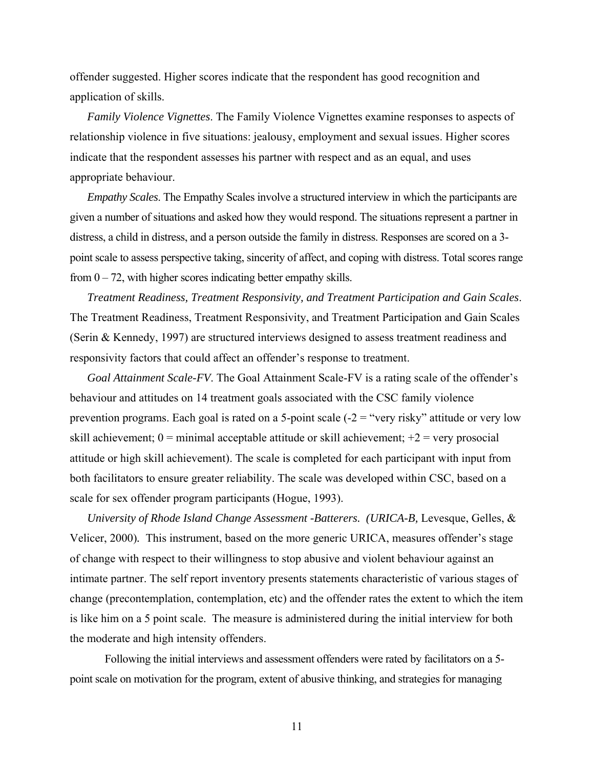offender suggested. Higher scores indicate that the respondent has good recognition and application of skills.

*Family Violence Vignettes*. The Family Violence Vignettes examine responses to aspects of relationship violence in five situations: jealousy, employment and sexual issues. Higher scores indicate that the respondent assesses his partner with respect and as an equal, and uses appropriate behaviour.

*Empathy Scales*. The Empathy Scales involve a structured interview in which the participants are given a number of situations and asked how they would respond. The situations represent a partner in distress, a child in distress, and a person outside the family in distress. Responses are scored on a 3-point scale to assess perspective taking, sincerity of affect, and coping with distress. Total scores range from 0 – 72, with higher scores indicating better empathy skills.

*Treatment Readiness, Treatment Responsivity, and Treatment Participation and Gain Scales*. The Treatment Readiness, Treatment Responsivity, and Treatment Participation and Gain Scales (Serin & Kennedy, 1997) are structured interviews designed to assess treatment readiness and responsivity factors that could affect an offender's response to treatment.

*Goal Attainment Scale-FV*. The Goal Attainment Scale-FV is a rating scale of the offender's behaviour and attitudes on 14 treatment goals associated with the CSC family violence prevention programs. Each goal is rated on a 5-point scale (-2 = "very risky" attitude or very low skill achievement; 0 = minimal acceptable attitude or skill achievement; +2 = very prosocial attitude or high skill achievement). The scale is completed for each participant with input from both facilitators to ensure greater reliability. The scale was developed within CSC, based on a scale for sex offender program participants (Hogue, 1993).

*University of Rhode Island Change Assessment -Batterers. (URICA-B,* Levesque, Gelles, & Velicer, 2000). This instrument, based on the more generic URICA, measures offender's stage of change with respect to their willingness to stop abusive and violent behaviour against an intimate partner. The self report inventory presents statements characteristic of various stages of change (precontemplation, contemplation, etc) and the offender rates the extent to which the item is like him on a 5 point scale. The measure is administered during the initial interview for both the moderate and high intensity offenders.

Following the initial interviews and assessment offenders were rated by facilitators on a 5-point scale on motivation for the program, extent of abusive thinking, and strategies for managing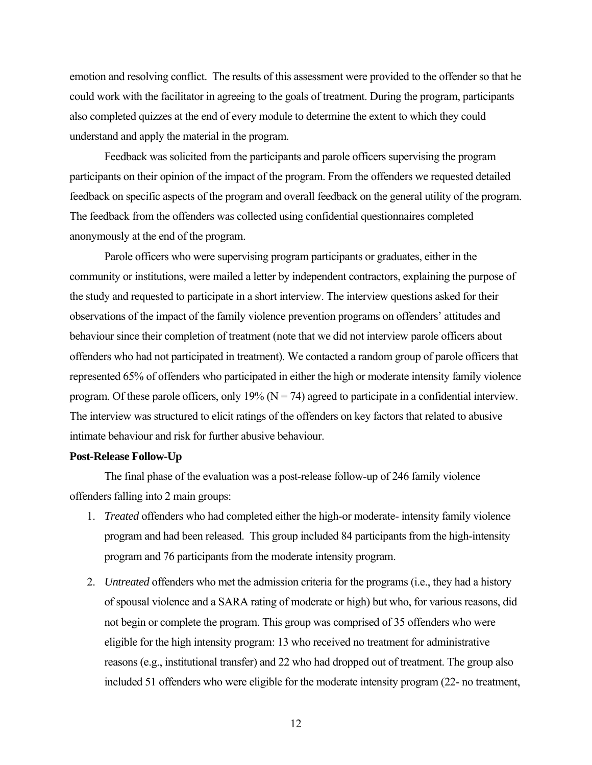emotion and resolving conflict. The results of this assessment were provided to the offender so that he could work with the facilitator in agreeing to the goals of treatment. During the program, participants also completed quizzes at the end of every module to determine the extent to which they could understand and apply the material in the program.

Feedback was solicited from the participants and parole officers supervising the program participants on their opinion of the impact of the program. From the offenders we requested detailed feedback on specific aspects of the program and overall feedback on the general utility of the program. The feedback from the offenders was collected using confidential questionnaires completed anonymously at the end of the program.

Parole officers who were supervising program participants or graduates, either in the community or institutions, were mailed a letter by independent contractors, explaining the purpose of the study and requested to participate in a short interview. The interview questions asked for their observations of the impact of the family violence prevention programs on offenders' attitudes and behaviour since their completion of treatment (note that we did not interview parole officers about offenders who had not participated in treatment). We contacted a random group of parole officers that represented 65% of offenders who participated in either the high or moderate intensity family violence program. Of these parole officers, only 19% (N = 74) agreed to participate in a confidential interview. The interview was structured to elicit ratings of the offenders on key factors that related to abusive intimate behaviour and risk for further abusive behaviour.

**Post-Release Follow-Up**

The final phase of the evaluation was a post-release follow-up of 246 family violence offenders falling into 2 main groups:

1. *Treated* offenders who had completed either the high-or moderate- intensity family violence program and had been released. This group included 84 participants from the high-intensity program and 76 participants from the moderate intensity program.

2. *Untreated* offenders who met the admission criteria for the programs (i.e., they had a history of spousal violence and a SARA rating of moderate or high) but who, for various reasons, did not begin or complete the program. This group was comprised of 35 offenders who were eligible for the high intensity program: 13 who received no treatment for administrative reasons (e.g., institutional transfer) and 22 who had dropped out of treatment. The group also included 51 offenders who were eligible for the moderate intensity program (22- no treatment,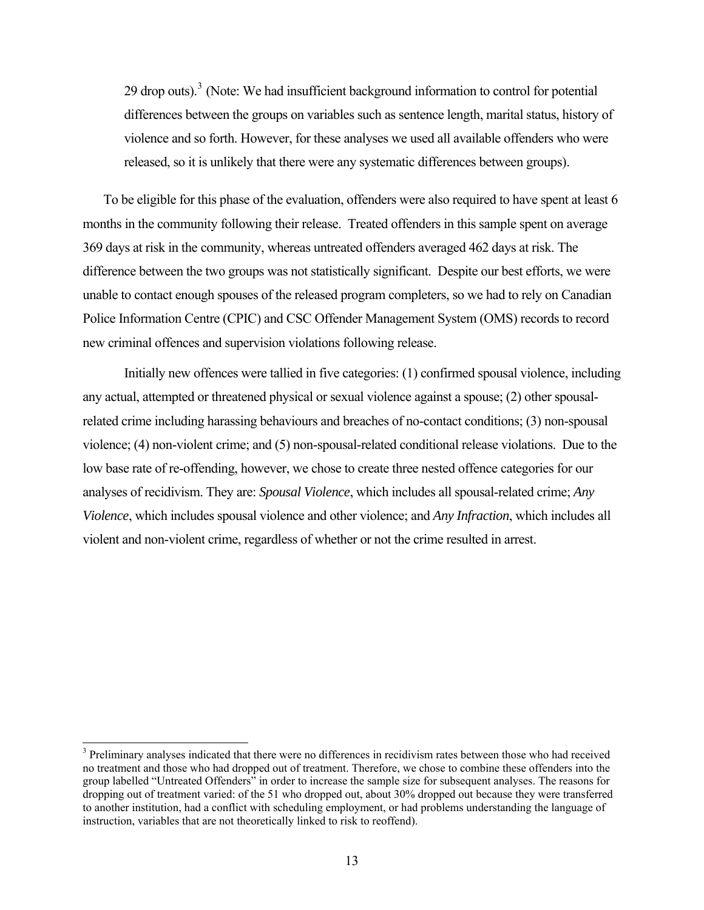29 drop outs).[3] (Note: We had insufficient background information to control for potential differences between the groups on variables such as sentence length, marital status, history of violence and so forth. However, for these analyses we used all available offenders who were released, so it is unlikely that there were any systematic differences between groups).

To be eligible for this phase of the evaluation, offenders were also required to have spent at least 6 months in the community following their release. Treated offenders in this sample spent on average 369 days at risk in the community, whereas untreated offenders averaged 462 days at risk. The difference between the two groups was not statistically significant. Despite our best efforts, we were unable to contact enough spouses of the released program completers, so we had to rely on Canadian Police Information Centre (CPIC) and CSC Offender Management System (OMS) records to record new criminal offences and supervision violations following release.

Initially new offences were tallied in five categories: (1) confirmed spousal violence, including any actual, attempted or threatened physical or sexual violence against a spouse; (2) other spousal-related crime including harassing behaviours and breaches of no-contact conditions; (3) non-spousal violence; (4) non-violent crime; and (5) non-spousal-related conditional release violations. Due to the low base rate of re-offending, however, we chose to create three nested offence categories for our analyses of recidivism. They are: *Spousal Violence*, which includes all spousal-related crime; *Any Violence*, which includes spousal violence and other violence; and *Any Infraction*, which includes all violent and non-violent crime, regardless of whether or not the crime resulted in arrest.

[3] Preliminary analyses indicated that there were no differences in recidivism rates between those who had received no treatment and those who had dropped out of treatment. Therefore, we chose to combine these offenders into the group labelled "Untreated Offenders" in order to increase the sample size for subsequent analyses. The reasons for dropping out of treatment varied: of the 51 who dropped out, about 30% dropped out because they were transferred to another institution, had a conflict with scheduling employment, or had problems understanding the language of instruction, variables that are not theoretically linked to risk to reoffend).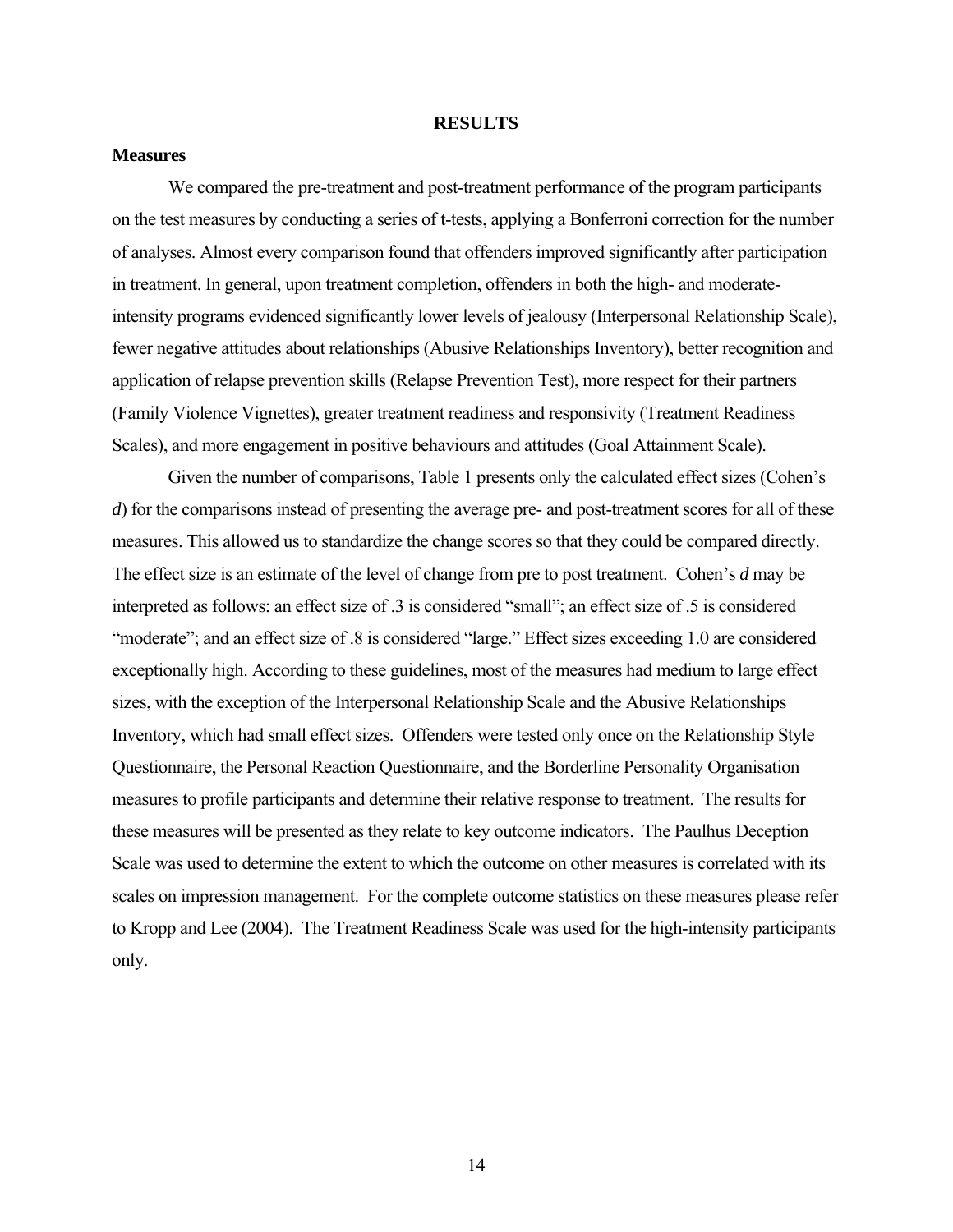## RESULTS

### Measures

We compared the pre-treatment and post-treatment performance of the program participants on the test measures by conducting a series of t-tests, applying a Bonferroni correction for the number of analyses. Almost every comparison found that offenders improved significantly after participation in treatment. In general, upon treatment completion, offenders in both the high- and moderate-intensity programs evidenced significantly lower levels of jealousy (Interpersonal Relationship Scale), fewer negative attitudes about relationships (Abusive Relationships Inventory), better recognition and application of relapse prevention skills (Relapse Prevention Test), more respect for their partners (Family Violence Vignettes), greater treatment readiness and responsivity (Treatment Readiness Scales), and more engagement in positive behaviours and attitudes (Goal Attainment Scale).

Given the number of comparisons, Table 1 presents only the calculated effect sizes (Cohen's *d*) for the comparisons instead of presenting the average pre- and post-treatment scores for all of these measures. This allowed us to standardize the change scores so that they could be compared directly. The effect size is an estimate of the level of change from pre to post treatment. Cohen's *d* may be interpreted as follows: an effect size of .3 is considered "small"; an effect size of .5 is considered "moderate"; and an effect size of .8 is considered "large." Effect sizes exceeding 1.0 are considered exceptionally high. According to these guidelines, most of the measures had medium to large effect sizes, with the exception of the Interpersonal Relationship Scale and the Abusive Relationships Inventory, which had small effect sizes. Offenders were tested only once on the Relationship Style Questionnaire, the Personal Reaction Questionnaire, and the Borderline Personality Organisation measures to profile participants and determine their relative response to treatment. The results for these measures will be presented as they relate to key outcome indicators. The Paulhus Deception Scale was used to determine the extent to which the outcome on other measures is correlated with its scales on impression management. For the complete outcome statistics on these measures please refer to Kropp and Lee (2004). The Treatment Readiness Scale was used for the high-intensity participants only.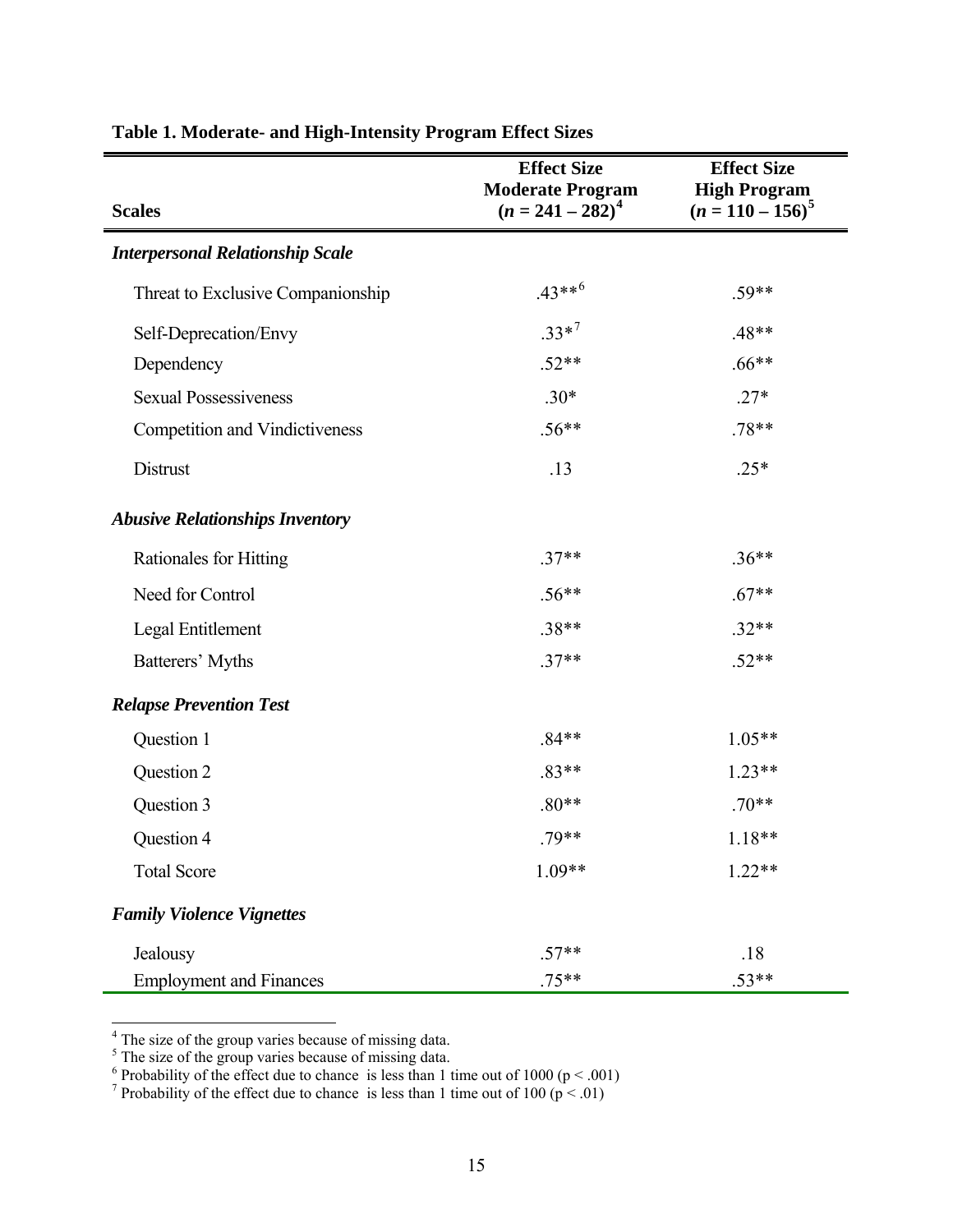**Table 1. Moderate- and High-Intensity Program Effect Sizes**

| Scales | Effect Size Moderate Program ($n$ = 241 – 282)[4] | Effect Size High Program ($n$ = 110 – 156)[5] |
|---|---|---|
| ***Interpersonal Relationship Scale*** | | |
| Threat to Exclusive Companionship | .43**[6] | .59** |
| Self-Deprecation/Envy | .33*[7] | .48** |
| Dependency | .52** | .66** |
| Sexual Possessiveness | .30* | .27* |
| Competition and Vindictiveness | .56** | .78** |
| Distrust | .13 | .25* |
| ***Abusive Relationships Inventory*** | | |
| Rationales for Hitting | .37** | .36** |
| Need for Control | .56** | .67** |
| Legal Entitlement | .38** | .32** |
| Batterers' Myths | .37** | .52** |
| ***Relapse Prevention Test*** | | |
| Question 1 | .84** | 1.05** |
| Question 2 | .83** | 1.23** |
| Question 3 | .80** | .70** |
| Question 4 | .79** | 1.18** |
| Total Score | 1.09** | 1.22** |
| ***Family Violence Vignettes*** | | |
| Jealousy | .57** | .18 |
| Employment and Finances | .75** | .53** |

[4] The size of the group varies because of missing data.
[5] The size of the group varies because of missing data.
[6] Probability of the effect due to chance is less than 1 time out of 1000 ($p < .001$)
[7] Probability of the effect due to chance is less than 1 time out of 100 ($p < .01$)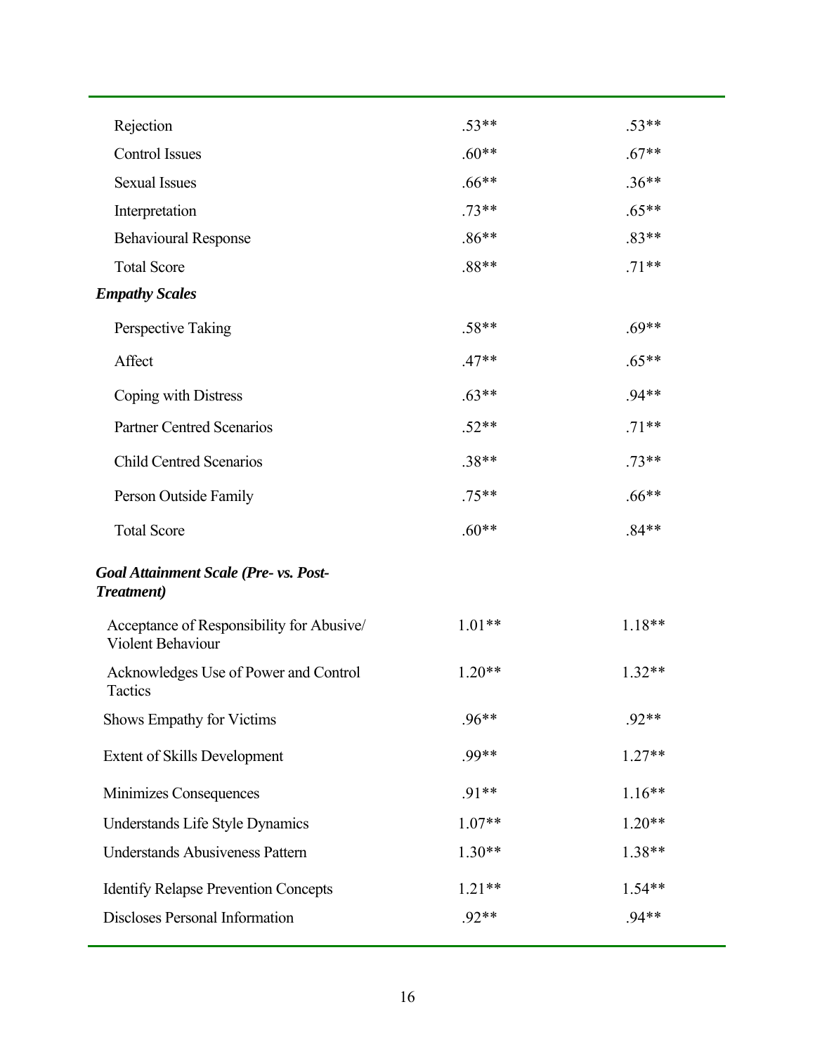| | | |
|---|---|---|
| Rejection | .53** | .53** |
| Control Issues | .60** | .67** |
| Sexual Issues | .66** | .36** |
| Interpretation | .73** | .65** |
| Behavioural Response | .86** | .83** |
| Total Score | .88** | .71** |
| ***Empathy Scales*** | | |
| Perspective Taking | .58** | .69** |
| Affect | .47** | .65** |
| Coping with Distress | .63** | .94** |
| Partner Centred Scenarios | .52** | .71** |
| Child Centred Scenarios | .38** | .73** |
| Person Outside Family | .75** | .66** |
| Total Score | .60** | .84** |
| ***Goal Attainment Scale (Pre- vs. Post-Treatment)*** | | |
| Acceptance of Responsibility for Abusive/ Violent Behaviour | 1.01** | 1.18** |
| Acknowledges Use of Power and Control Tactics | 1.20** | 1.32** |
| Shows Empathy for Victims | .96** | .92** |
| Extent of Skills Development | .99** | 1.27** |
| Minimizes Consequences | .91** | 1.16** |
| Understands Life Style Dynamics | 1.07** | 1.20** |
| Understands Abusiveness Pattern | 1.30** | 1.38** |
| Identify Relapse Prevention Concepts | 1.21** | 1.54** |
| Discloses Personal Information | .92** | .94** |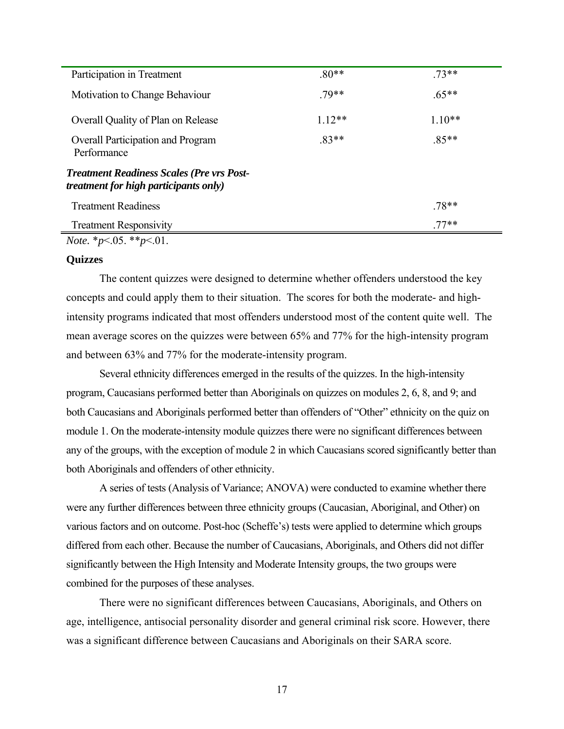| | | |
|---|---|---|
| Participation in Treatment | .80** | .73** |
| Motivation to Change Behaviour | .79** | .65** |
| Overall Quality of Plan on Release | 1.12** | 1.10** |
| Overall Participation and Program Performance | .83** | .85** |
| ***Treatment Readiness Scales (Pre vrs Post-treatment for high participants only)*** | | |
| Treatment Readiness | | .78** |
| Treatment Responsivity | | .77** |

*Note*. *$p<.05$. **$p<.01$.

**Quizzes**

The content quizzes were designed to determine whether offenders understood the key concepts and could apply them to their situation. The scores for both the moderate- and high-intensity programs indicated that most offenders understood most of the content quite well. The mean average scores on the quizzes were between 65% and 77% for the high-intensity program and between 63% and 77% for the moderate-intensity program.

Several ethnicity differences emerged in the results of the quizzes. In the high-intensity program, Caucasians performed better than Aboriginals on quizzes on modules 2, 6, 8, and 9; and both Caucasians and Aboriginals performed better than offenders of "Other" ethnicity on the quiz on module 1. On the moderate-intensity module quizzes there were no significant differences between any of the groups, with the exception of module 2 in which Caucasians scored significantly better than both Aboriginals and offenders of other ethnicity.

A series of tests (Analysis of Variance; ANOVA) were conducted to examine whether there were any further differences between three ethnicity groups (Caucasian, Aboriginal, and Other) on various factors and on outcome. Post-hoc (Scheffe's) tests were applied to determine which groups differed from each other. Because the number of Caucasians, Aboriginals, and Others did not differ significantly between the High Intensity and Moderate Intensity groups, the two groups were combined for the purposes of these analyses.

There were no significant differences between Caucasians, Aboriginals, and Others on age, intelligence, antisocial personality disorder and general criminal risk score. However, there was a significant difference between Caucasians and Aboriginals on their SARA score.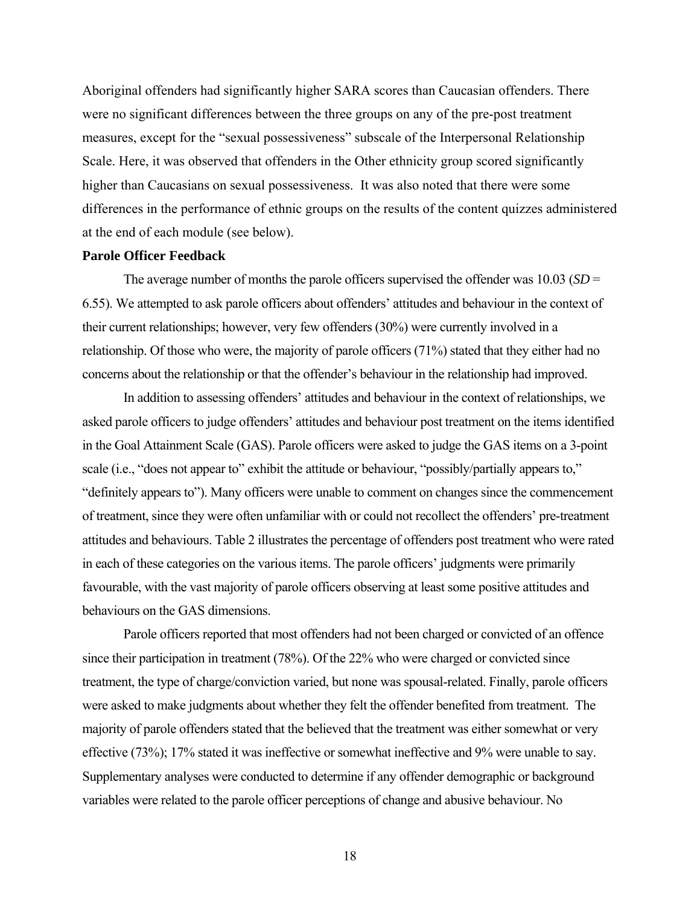Aboriginal offenders had significantly higher SARA scores than Caucasian offenders. There were no significant differences between the three groups on any of the pre-post treatment measures, except for the "sexual possessiveness" subscale of the Interpersonal Relationship Scale. Here, it was observed that offenders in the Other ethnicity group scored significantly higher than Caucasians on sexual possessiveness. It was also noted that there were some differences in the performance of ethnic groups on the results of the content quizzes administered at the end of each module (see below).

**Parole Officer Feedback**

The average number of months the parole officers supervised the offender was 10.03 (*SD* = 6.55). We attempted to ask parole officers about offenders' attitudes and behaviour in the context of their current relationships; however, very few offenders (30%) were currently involved in a relationship. Of those who were, the majority of parole officers (71%) stated that they either had no concerns about the relationship or that the offender's behaviour in the relationship had improved.

In addition to assessing offenders' attitudes and behaviour in the context of relationships, we asked parole officers to judge offenders' attitudes and behaviour post treatment on the items identified in the Goal Attainment Scale (GAS). Parole officers were asked to judge the GAS items on a 3-point scale (i.e., "does not appear to" exhibit the attitude or behaviour, "possibly/partially appears to," "definitely appears to"). Many officers were unable to comment on changes since the commencement of treatment, since they were often unfamiliar with or could not recollect the offenders' pre-treatment attitudes and behaviours. Table 2 illustrates the percentage of offenders post treatment who were rated in each of these categories on the various items. The parole officers' judgments were primarily favourable, with the vast majority of parole officers observing at least some positive attitudes and behaviours on the GAS dimensions.

Parole officers reported that most offenders had not been charged or convicted of an offence since their participation in treatment (78%). Of the 22% who were charged or convicted since treatment, the type of charge/conviction varied, but none was spousal-related. Finally, parole officers were asked to make judgments about whether they felt the offender benefited from treatment. The majority of parole offenders stated that the believed that the treatment was either somewhat or very effective (73%); 17% stated it was ineffective or somewhat ineffective and 9% were unable to say. Supplementary analyses were conducted to determine if any offender demographic or background variables were related to the parole officer perceptions of change and abusive behaviour. No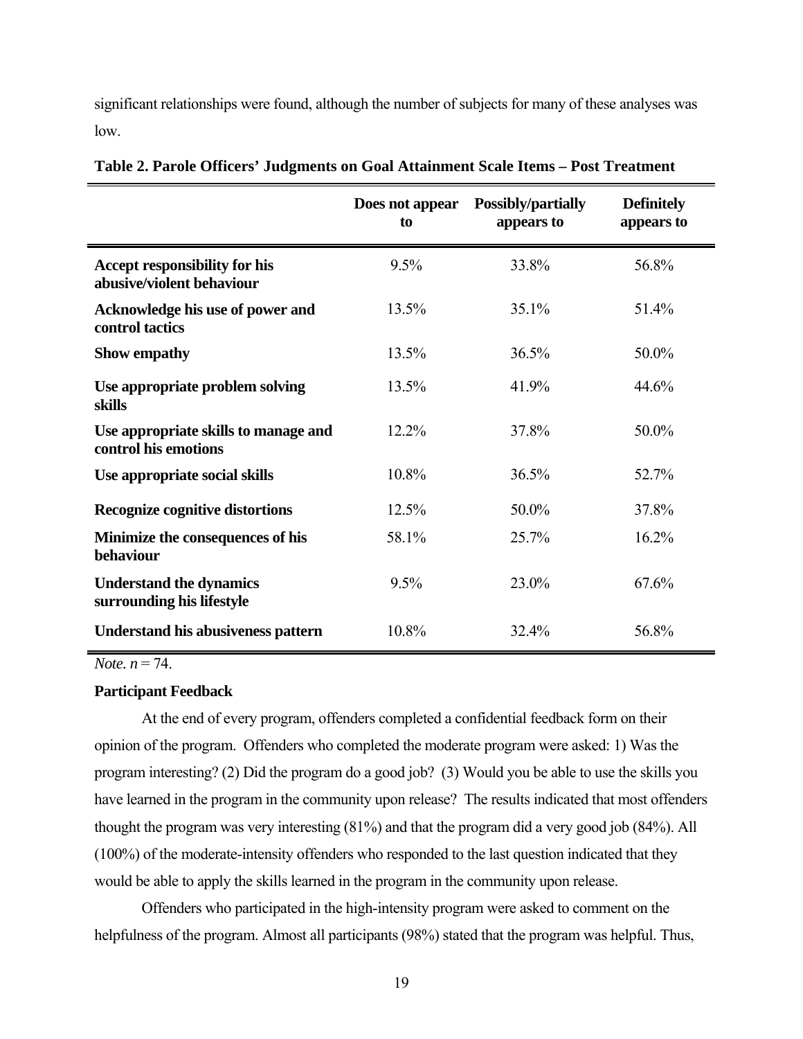significant relationships were found, although the number of subjects for many of these analyses was low.

**Table 2. Parole Officers' Judgments on Goal Attainment Scale Items – Post Treatment**

| | Does not appear to | Possibly/partially appears to | Definitely appears to |
|---|---|---|---|
| **Accept responsibility for his abusive/violent behaviour** | 9.5% | 33.8% | 56.8% |
| **Acknowledge his use of power and control tactics** | 13.5% | 35.1% | 51.4% |
| **Show empathy** | 13.5% | 36.5% | 50.0% |
| **Use appropriate problem solving skills** | 13.5% | 41.9% | 44.6% |
| **Use appropriate skills to manage and control his emotions** | 12.2% | 37.8% | 50.0% |
| **Use appropriate social skills** | 10.8% | 36.5% | 52.7% |
| **Recognize cognitive distortions** | 12.5% | 50.0% | 37.8% |
| **Minimize the consequences of his behaviour** | 58.1% | 25.7% | 16.2% |
| **Understand the dynamics surrounding his lifestyle** | 9.5% | 23.0% | 67.6% |
| **Understand his abusiveness pattern** | 10.8% | 32.4% | 56.8% |

*Note.* $n = 74$.

**Participant Feedback**

At the end of every program, offenders completed a confidential feedback form on their opinion of the program. Offenders who completed the moderate program were asked: 1) Was the program interesting? (2) Did the program do a good job? (3) Would you be able to use the skills you have learned in the program in the community upon release? The results indicated that most offenders thought the program was very interesting (81%) and that the program did a very good job (84%). All (100%) of the moderate-intensity offenders who responded to the last question indicated that they would be able to apply the skills learned in the program in the community upon release.

Offenders who participated in the high-intensity program were asked to comment on the helpfulness of the program. Almost all participants (98%) stated that the program was helpful. Thus,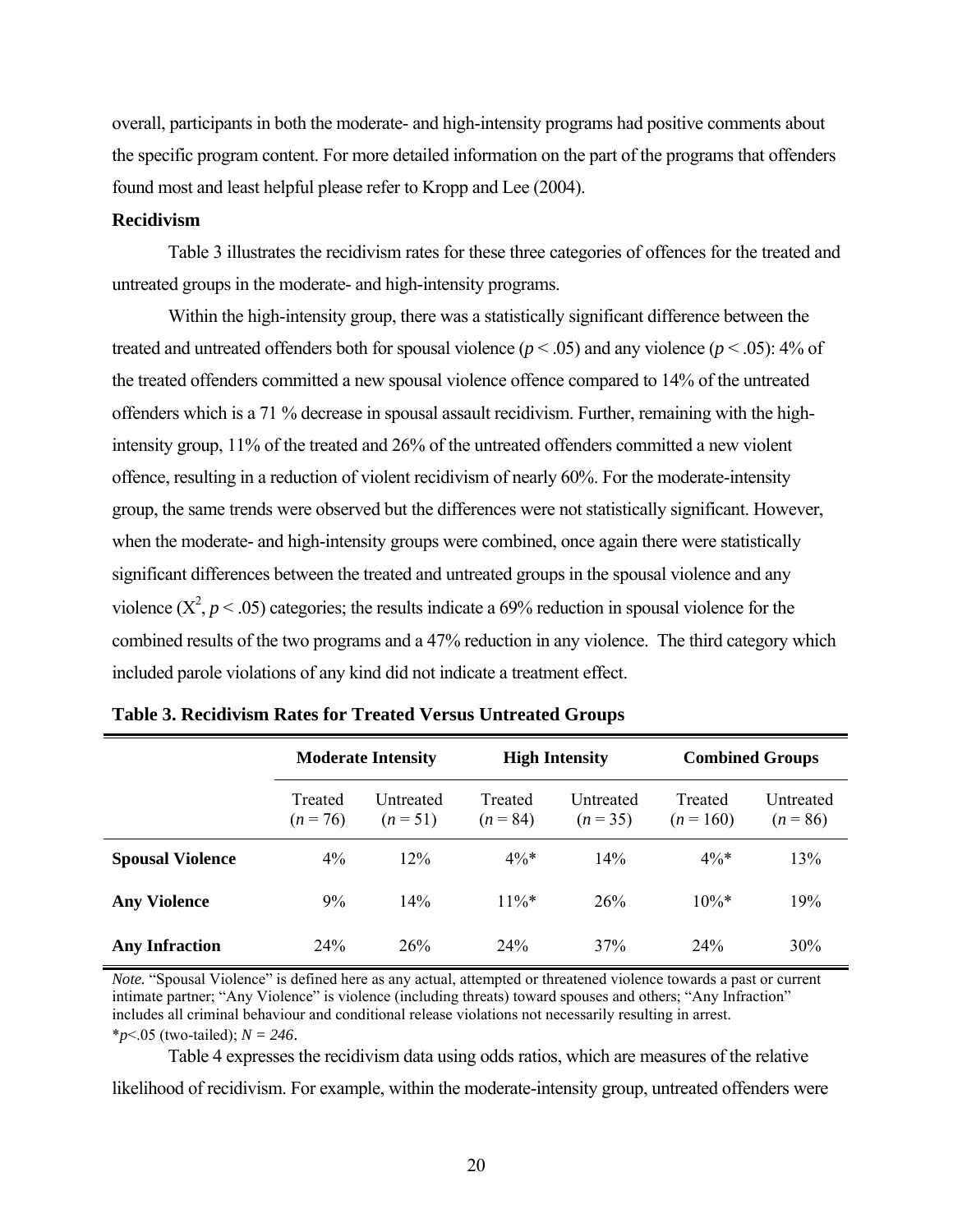overall, participants in both the moderate- and high-intensity programs had positive comments about the specific program content. For more detailed information on the part of the programs that offenders found most and least helpful please refer to Kropp and Lee (2004).

**Recidivism**

Table 3 illustrates the recidivism rates for these three categories of offences for the treated and untreated groups in the moderate- and high-intensity programs.

Within the high-intensity group, there was a statistically significant difference between the treated and untreated offenders both for spousal violence ($p < .05$) and any violence ($p < .05$): 4% of the treated offenders committed a new spousal violence offence compared to 14% of the untreated offenders which is a 71 % decrease in spousal assault recidivism. Further, remaining with the high-intensity group, 11% of the treated and 26% of the untreated offenders committed a new violent offence, resulting in a reduction of violent recidivism of nearly 60%. For the moderate-intensity group, the same trends were observed but the differences were not statistically significant. However, when the moderate- and high-intensity groups were combined, once again there were statistically significant differences between the treated and untreated groups in the spousal violence and any violence ($X^2$, $p < .05$) categories; the results indicate a 69% reduction in spousal violence for the combined results of the two programs and a 47% reduction in any violence. The third category which included parole violations of any kind did not indicate a treatment effect.

**Table 3. Recidivism Rates for Treated Versus Untreated Groups**

| | **Moderate Intensity** | | **High Intensity** | | **Combined Groups** | |
|---|---|---|---|---|---|---|
| | Treated ($n$ = 76) | Untreated ($n$ = 51) | Treated ($n$ = 84) | Untreated ($n$ = 35) | Treated ($n$ = 160) | Untreated ($n$ = 86) |
| **Spousal Violence** | 4% | 12% | 4%* | 14% | 4%* | 13% |
| **Any Violence** | 9% | 14% | 11%* | 26% | 10%* | 19% |
| **Any Infraction** | 24% | 26% | 24% | 37% | 24% | 30% |

*Note.* "Spousal Violence" is defined here as any actual, attempted or threatened violence towards a past or current intimate partner; "Any Violence" is violence (including threats) toward spouses and others; "Any Infraction" includes all criminal behaviour and conditional release violations not necessarily resulting in arrest.
*$p$<.05 (two-tailed); $N = 246$.

Table 4 expresses the recidivism data using odds ratios, which are measures of the relative likelihood of recidivism. For example, within the moderate-intensity group, untreated offenders were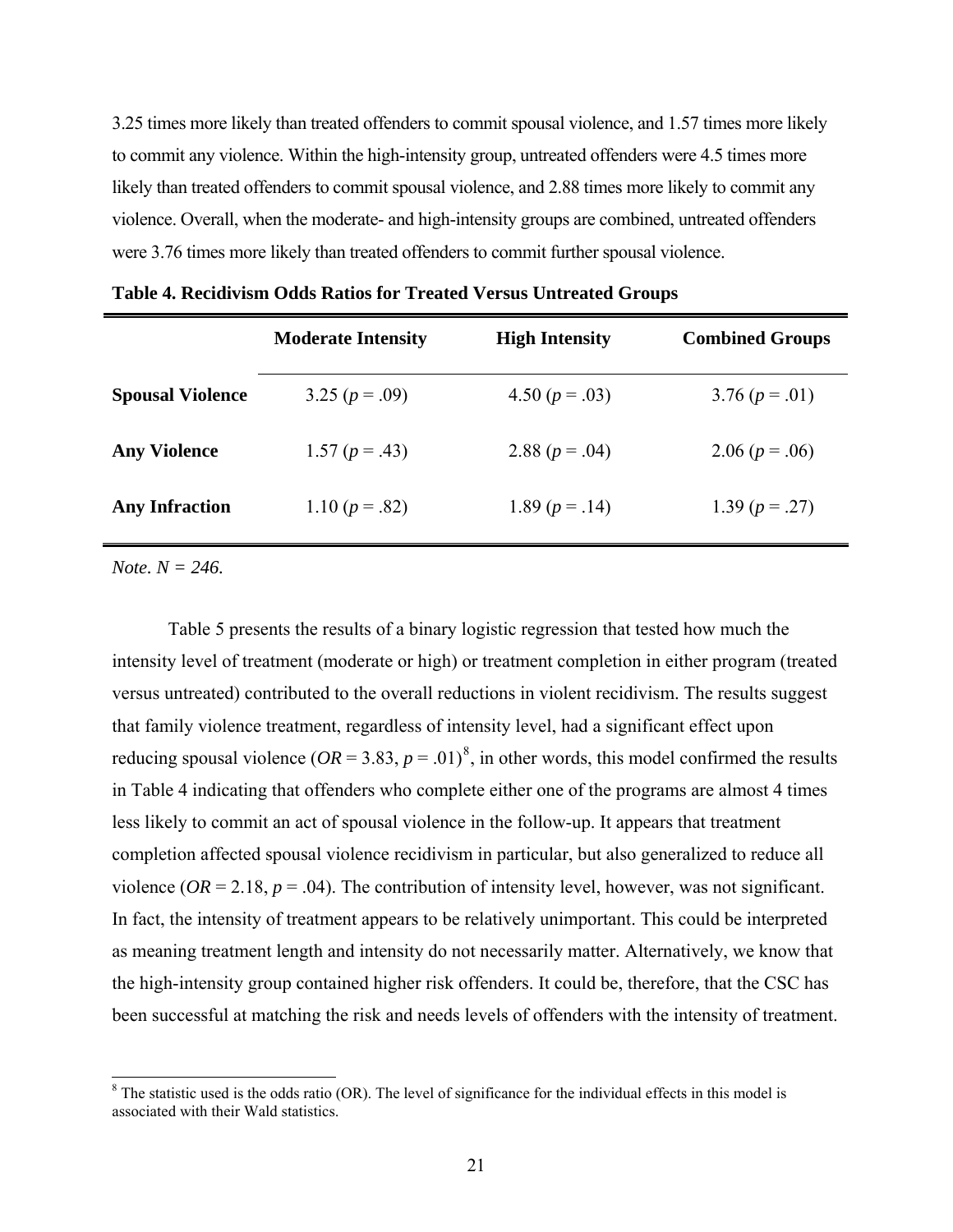3.25 times more likely than treated offenders to commit spousal violence, and 1.57 times more likely to commit any violence. Within the high-intensity group, untreated offenders were 4.5 times more likely than treated offenders to commit spousal violence, and 2.88 times more likely to commit any violence. Overall, when the moderate- and high-intensity groups are combined, untreated offenders were 3.76 times more likely than treated offenders to commit further spousal violence.

**Table 4. Recidivism Odds Ratios for Treated Versus Untreated Groups**

| | Moderate Intensity | High Intensity | Combined Groups |
|---|---|---|---|
| **Spousal Violence** | 3.25 ($p$ = .09) | 4.50 ($p$ = .03) | 3.76 ($p$ = .01) |
| **Any Violence** | 1.57 ($p$ = .43) | 2.88 ($p$ = .04) | 2.06 ($p$ = .06) |
| **Any Infraction** | 1.10 ($p$ = .82) | 1.89 ($p$ = .14) | 1.39 ($p$ = .27) |

*Note. N = 246.*

Table 5 presents the results of a binary logistic regression that tested how much the intensity level of treatment (moderate or high) or treatment completion in either program (treated versus untreated) contributed to the overall reductions in violent recidivism. The results suggest that family violence treatment, regardless of intensity level, had a significant effect upon reducing spousal violence ($OR$ = 3.83, $p$ = .01)[8], in other words, this model confirmed the results in Table 4 indicating that offenders who complete either one of the programs are almost 4 times less likely to commit an act of spousal violence in the follow-up. It appears that treatment completion affected spousal violence recidivism in particular, but also generalized to reduce all violence ($OR$ = 2.18, $p$ = .04). The contribution of intensity level, however, was not significant. In fact, the intensity of treatment appears to be relatively unimportant. This could be interpreted as meaning treatment length and intensity do not necessarily matter. Alternatively, we know that the high-intensity group contained higher risk offenders. It could be, therefore, that the CSC has been successful at matching the risk and needs levels of offenders with the intensity of treatment.

[8] The statistic used is the odds ratio (OR). The level of significance for the individual effects in this model is associated with their Wald statistics.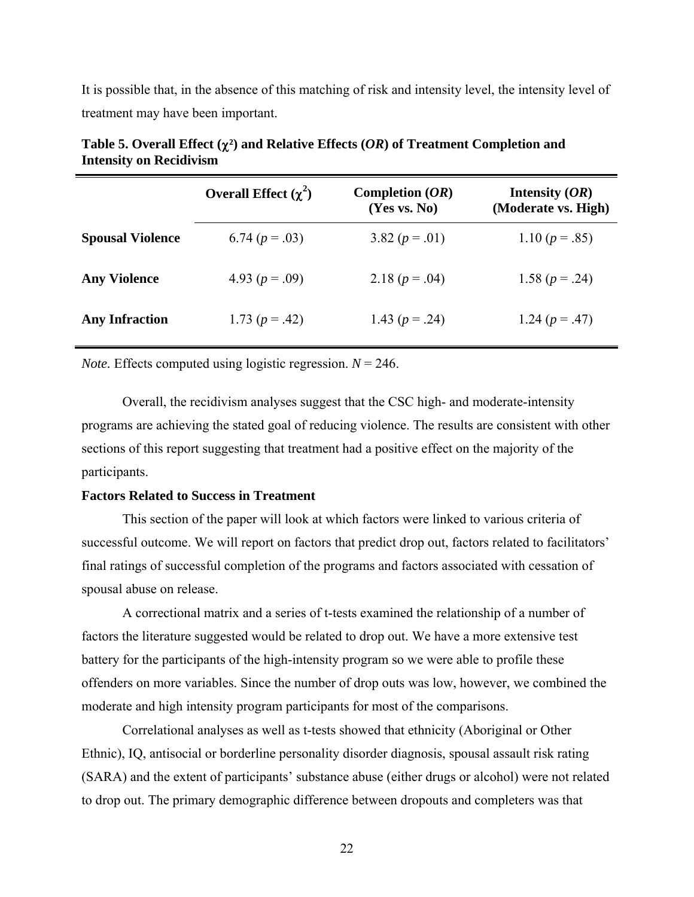It is possible that, in the absence of this matching of risk and intensity level, the intensity level of treatment may have been important.

**Table 5. Overall Effect ($\chi^2$) and Relative Effects (*OR*) of Treatment Completion and Intensity on Recidivism**

| | Overall Effect ($\chi^2$) | Completion (*OR*) (Yes vs. No) | Intensity (*OR*) (Moderate vs. High) |
|---|---|---|---|
| **Spousal Violence** | 6.74 ($p$ = .03) | 3.82 ($p$ = .01) | 1.10 ($p$ = .85) |
| **Any Violence** | 4.93 ($p$ = .09) | 2.18 ($p$ = .04) | 1.58 ($p$ = .24) |
| **Any Infraction** | 1.73 ($p$ = .42) | 1.43 ($p$ = .24) | 1.24 ($p$ = .47) |

*Note.* Effects computed using logistic regression. $N$ = 246.

Overall, the recidivism analyses suggest that the CSC high- and moderate-intensity programs are achieving the stated goal of reducing violence. The results are consistent with other sections of this report suggesting that treatment had a positive effect on the majority of the participants.

**Factors Related to Success in Treatment**

This section of the paper will look at which factors were linked to various criteria of successful outcome. We will report on factors that predict drop out, factors related to facilitators' final ratings of successful completion of the programs and factors associated with cessation of spousal abuse on release.

A correctional matrix and a series of t-tests examined the relationship of a number of factors the literature suggested would be related to drop out. We have a more extensive test battery for the participants of the high-intensity program so we were able to profile these offenders on more variables. Since the number of drop outs was low, however, we combined the moderate and high intensity program participants for most of the comparisons.

Correlational analyses as well as t-tests showed that ethnicity (Aboriginal or Other Ethnic), IQ, antisocial or borderline personality disorder diagnosis, spousal assault risk rating (SARA) and the extent of participants' substance abuse (either drugs or alcohol) were not related to drop out. The primary demographic difference between dropouts and completers was that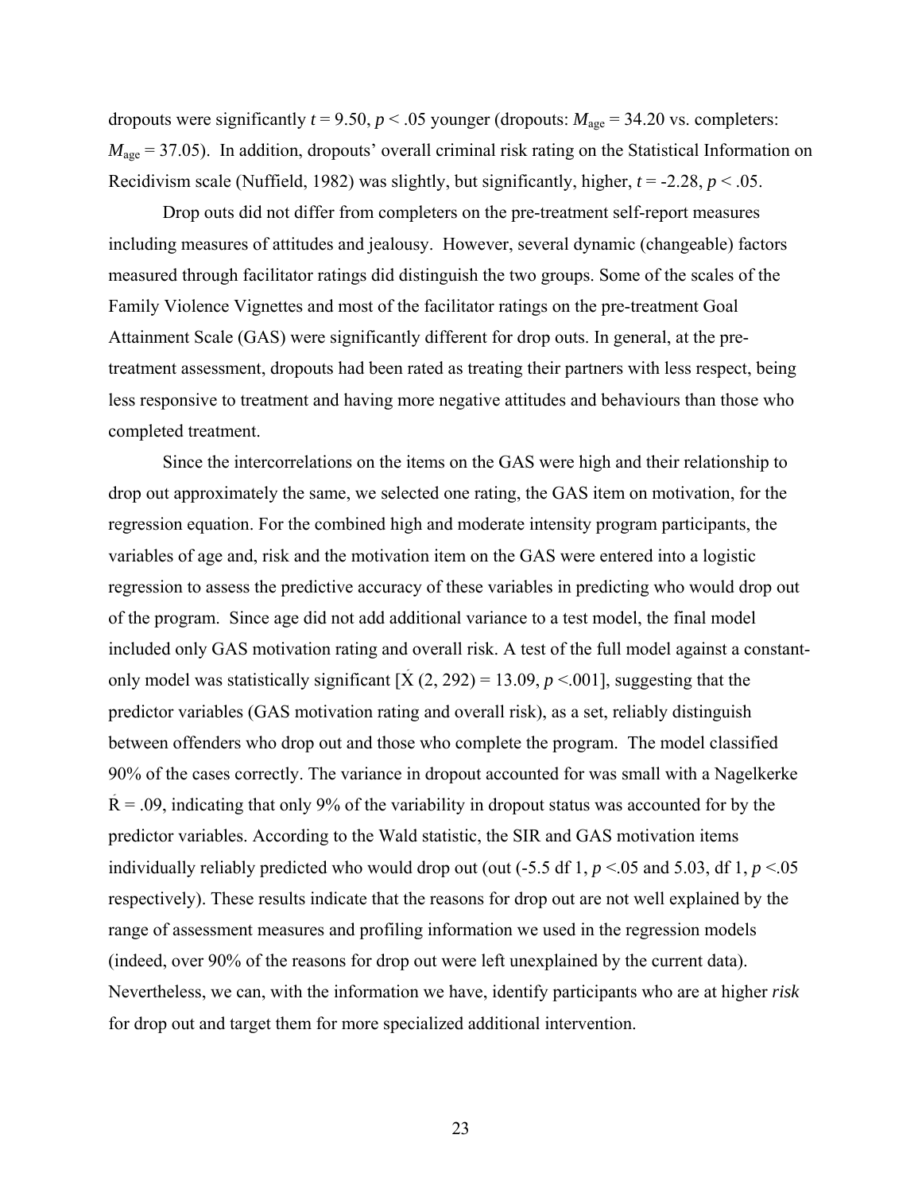dropouts were significantly $t = 9.50$, $p < .05$ younger (dropouts: $M_{age} = 34.20$ vs. completers: $M_{age} = 37.05$). In addition, dropouts' overall criminal risk rating on the Statistical Information on Recidivism scale (Nuffield, 1982) was slightly, but significantly, higher, $t = -2.28$, $p < .05$.

Drop outs did not differ from completers on the pre-treatment self-report measures including measures of attitudes and jealousy. However, several dynamic (changeable) factors measured through facilitator ratings did distinguish the two groups. Some of the scales of the Family Violence Vignettes and most of the facilitator ratings on the pre-treatment Goal Attainment Scale (GAS) were significantly different for drop outs. In general, at the pre-treatment assessment, dropouts had been rated as treating their partners with less respect, being less responsive to treatment and having more negative attitudes and behaviours than those who completed treatment.

Since the intercorrelations on the items on the GAS were high and their relationship to drop out approximately the same, we selected one rating, the GAS item on motivation, for the regression equation. For the combined high and moderate intensity program participants, the variables of age and, risk and the motivation item on the GAS were entered into a logistic regression to assess the predictive accuracy of these variables in predicting who would drop out of the program. Since age did not add additional variance to a test model, the final model included only GAS motivation rating and overall risk. A test of the full model against a constant-only model was statistically significant [$\acute{X}$ (2, 292) = 13.09, $p$ <.001], suggesting that the predictor variables (GAS motivation rating and overall risk), as a set, reliably distinguish between offenders who drop out and those who complete the program. The model classified 90% of the cases correctly. The variance in dropout accounted for was small with a Nagelkerke $\acute{R}$ = .09, indicating that only 9% of the variability in dropout status was accounted for by the predictor variables. According to the Wald statistic, the SIR and GAS motivation items individually reliably predicted who would drop out (out (-5.5 df 1, $p$ <.05 and 5.03, df 1, $p$ <.05 respectively). These results indicate that the reasons for drop out are not well explained by the range of assessment measures and profiling information we used in the regression models (indeed, over 90% of the reasons for drop out were left unexplained by the current data). Nevertheless, we can, with the information we have, identify participants who are at higher *risk* for drop out and target them for more specialized additional intervention.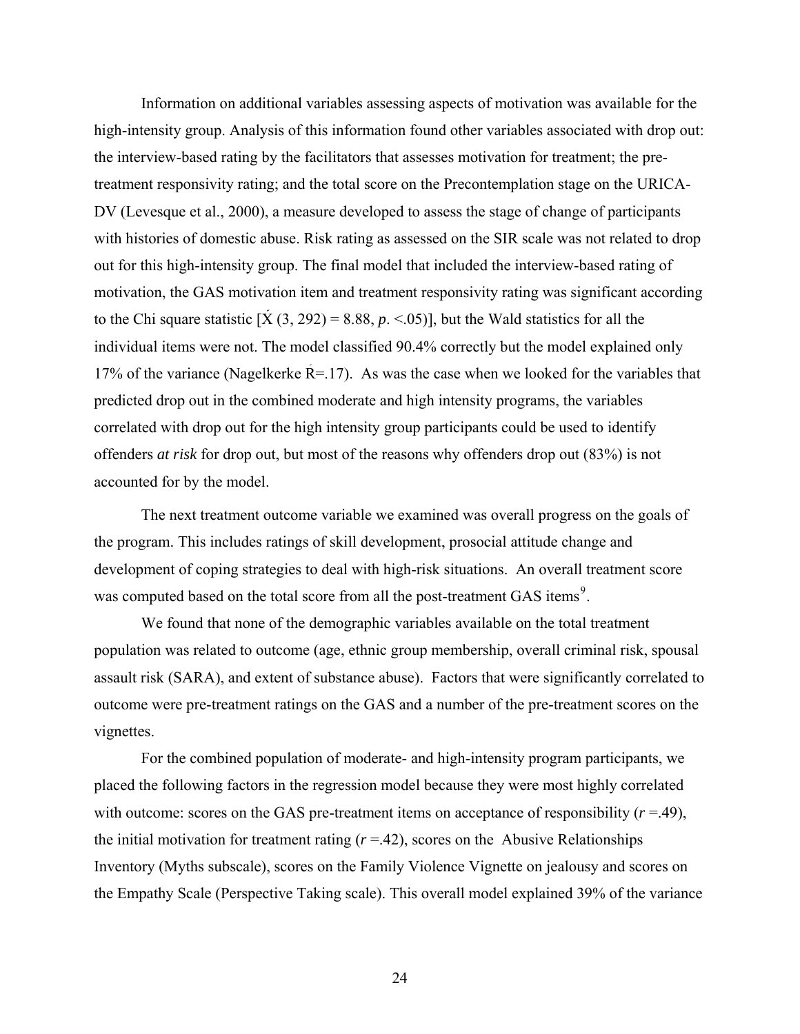Information on additional variables assessing aspects of motivation was available for the high-intensity group. Analysis of this information found other variables associated with drop out: the interview-based rating by the facilitators that assesses motivation for treatment; the pre-treatment responsivity rating; and the total score on the Precontemplation stage on the URICA-DV (Levesque et al., 2000), a measure developed to assess the stage of change of participants with histories of domestic abuse. Risk rating as assessed on the SIR scale was not related to drop out for this high-intensity group. The final model that included the interview-based rating of motivation, the GAS motivation item and treatment responsivity rating was significant according to the Chi square statistic [$\acute{X}$ (3, 292) = 8.88, *p*. <.05)], but the Wald statistics for all the individual items were not. The model classified 90.4% correctly but the model explained only 17% of the variance (Nagelkerke $\acute{R}$=.17). As was the case when we looked for the variables that predicted drop out in the combined moderate and high intensity programs, the variables correlated with drop out for the high intensity group participants could be used to identify offenders *at risk* for drop out, but most of the reasons why offenders drop out (83%) is not accounted for by the model.

The next treatment outcome variable we examined was overall progress on the goals of the program. This includes ratings of skill development, prosocial attitude change and development of coping strategies to deal with high-risk situations. An overall treatment score was computed based on the total score from all the post-treatment GAS items[9].

We found that none of the demographic variables available on the total treatment population was related to outcome (age, ethnic group membership, overall criminal risk, spousal assault risk (SARA), and extent of substance abuse). Factors that were significantly correlated to outcome were pre-treatment ratings on the GAS and a number of the pre-treatment scores on the vignettes.

For the combined population of moderate- and high-intensity program participants, we placed the following factors in the regression model because they were most highly correlated with outcome: scores on the GAS pre-treatment items on acceptance of responsibility (*r* =.49), the initial motivation for treatment rating (*r* =.42), scores on the Abusive Relationships Inventory (Myths subscale), scores on the Family Violence Vignette on jealousy and scores on the Empathy Scale (Perspective Taking scale). This overall model explained 39% of the variance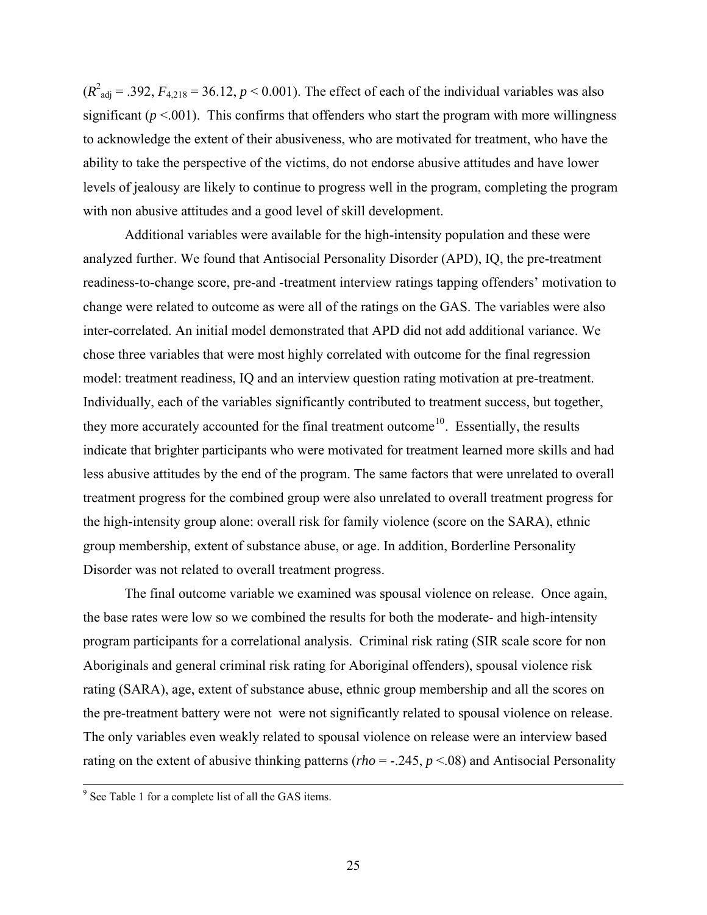($R^2_{adj}$ = .392, $F_{4,218}$ = 36.12, $p$ < 0.001). The effect of each of the individual variables was also significant ($p$ <.001). This confirms that offenders who start the program with more willingness to acknowledge the extent of their abusiveness, who are motivated for treatment, who have the ability to take the perspective of the victims, do not endorse abusive attitudes and have lower levels of jealousy are likely to continue to progress well in the program, completing the program with non abusive attitudes and a good level of skill development.

Additional variables were available for the high-intensity population and these were analyzed further. We found that Antisocial Personality Disorder (APD), IQ, the pre-treatment readiness-to-change score, pre-and -treatment interview ratings tapping offenders' motivation to change were related to outcome as were all of the ratings on the GAS. The variables were also inter-correlated. An initial model demonstrated that APD did not add additional variance. We chose three variables that were most highly correlated with outcome for the final regression model: treatment readiness, IQ and an interview question rating motivation at pre-treatment. Individually, each of the variables significantly contributed to treatment success, but together, they more accurately accounted for the final treatment outcome[10]. Essentially, the results indicate that brighter participants who were motivated for treatment learned more skills and had less abusive attitudes by the end of the program. The same factors that were unrelated to overall treatment progress for the combined group were also unrelated to overall treatment progress for the high-intensity group alone: overall risk for family violence (score on the SARA), ethnic group membership, extent of substance abuse, or age. In addition, Borderline Personality Disorder was not related to overall treatment progress.

The final outcome variable we examined was spousal violence on release. Once again, the base rates were low so we combined the results for both the moderate- and high-intensity program participants for a correlational analysis. Criminal risk rating (SIR scale score for non Aboriginals and general criminal risk rating for Aboriginal offenders), spousal violence risk rating (SARA), age, extent of substance abuse, ethnic group membership and all the scores on the pre-treatment battery were not were not significantly related to spousal violence on release. The only variables even weakly related to spousal violence on release were an interview based rating on the extent of abusive thinking patterns ($rho$ = -.245, $p$ <.08) and Antisocial Personality

[9] See Table 1 for a complete list of all the GAS items.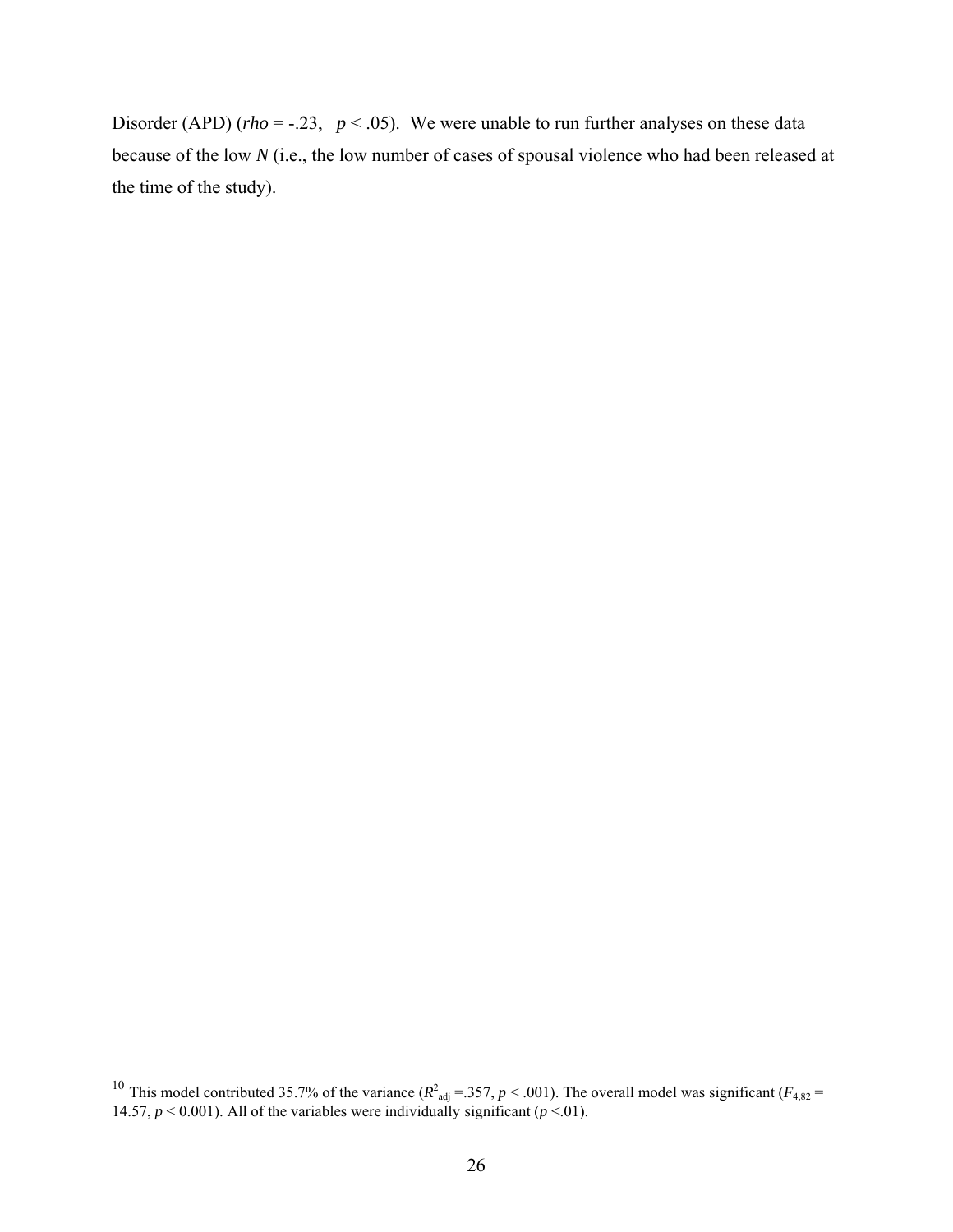Disorder (APD) (*rho* = -.23, $p < .05$). We were unable to run further analyses on these data because of the low *N* (i.e., the low number of cases of spousal violence who had been released at the time of the study).

---

[10] This model contributed 35.7% of the variance ($R^2_{adj}$ =.357, $p < .001$). The overall model was significant ($F_{4,82}$ = 14.57, $p < 0.001$). All of the variables were individually significant ($p <.01$).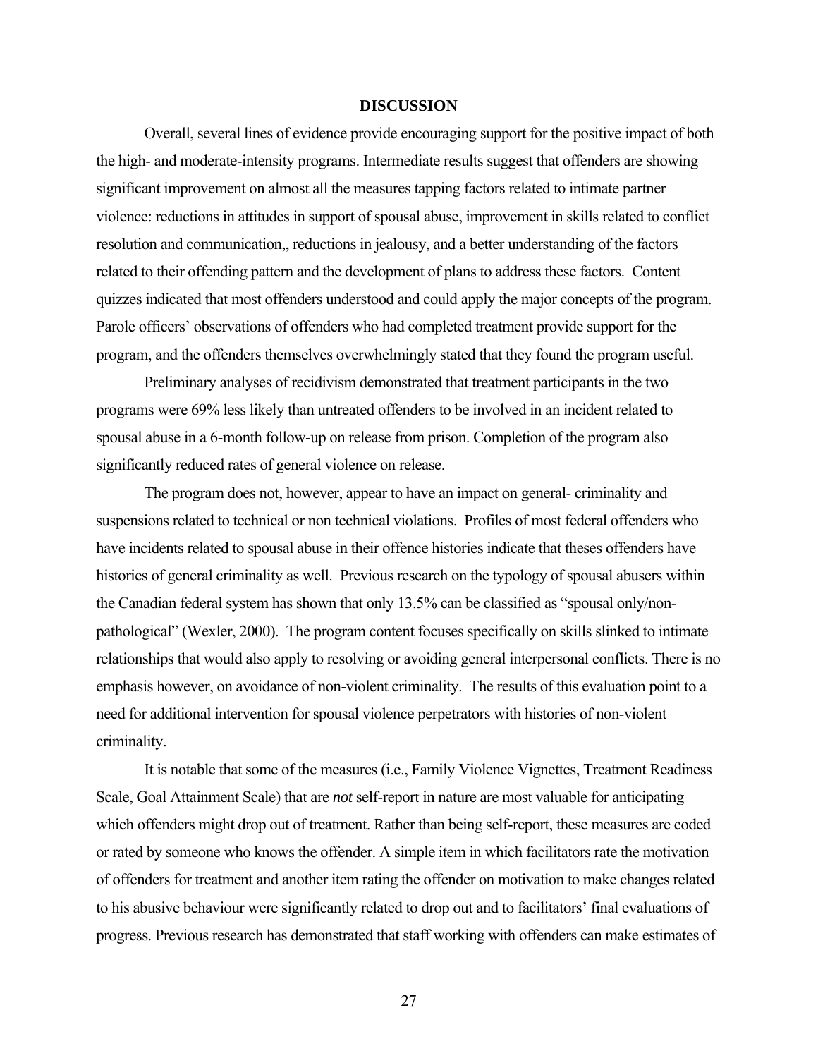## DISCUSSION

Overall, several lines of evidence provide encouraging support for the positive impact of both the high- and moderate-intensity programs. Intermediate results suggest that offenders are showing significant improvement on almost all the measures tapping factors related to intimate partner violence: reductions in attitudes in support of spousal abuse, improvement in skills related to conflict resolution and communication,, reductions in jealousy, and a better understanding of the factors related to their offending pattern and the development of plans to address these factors. Content quizzes indicated that most offenders understood and could apply the major concepts of the program. Parole officers' observations of offenders who had completed treatment provide support for the program, and the offenders themselves overwhelmingly stated that they found the program useful.

Preliminary analyses of recidivism demonstrated that treatment participants in the two programs were 69% less likely than untreated offenders to be involved in an incident related to spousal abuse in a 6-month follow-up on release from prison. Completion of the program also significantly reduced rates of general violence on release.

The program does not, however, appear to have an impact on general- criminality and suspensions related to technical or non technical violations. Profiles of most federal offenders who have incidents related to spousal abuse in their offence histories indicate that theses offenders have histories of general criminality as well. Previous research on the typology of spousal abusers within the Canadian federal system has shown that only 13.5% can be classified as "spousal only/non-pathological" (Wexler, 2000). The program content focuses specifically on skills slinked to intimate relationships that would also apply to resolving or avoiding general interpersonal conflicts. There is no emphasis however, on avoidance of non-violent criminality. The results of this evaluation point to a need for additional intervention for spousal violence perpetrators with histories of non-violent criminality.

It is notable that some of the measures (i.e., Family Violence Vignettes, Treatment Readiness Scale, Goal Attainment Scale) that are *not* self-report in nature are most valuable for anticipating which offenders might drop out of treatment. Rather than being self-report, these measures are coded or rated by someone who knows the offender. A simple item in which facilitators rate the motivation of offenders for treatment and another item rating the offender on motivation to make changes related to his abusive behaviour were significantly related to drop out and to facilitators' final evaluations of progress. Previous research has demonstrated that staff working with offenders can make estimates of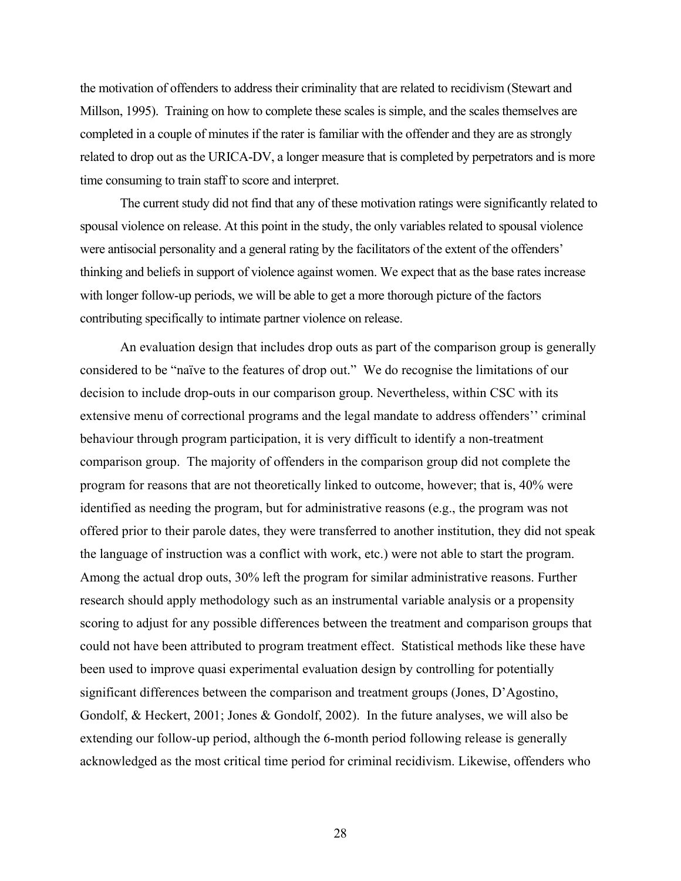the motivation of offenders to address their criminality that are related to recidivism (Stewart and Millson, 1995). Training on how to complete these scales is simple, and the scales themselves are completed in a couple of minutes if the rater is familiar with the offender and they are as strongly related to drop out as the URICA-DV, a longer measure that is completed by perpetrators and is more time consuming to train staff to score and interpret.

The current study did not find that any of these motivation ratings were significantly related to spousal violence on release. At this point in the study, the only variables related to spousal violence were antisocial personality and a general rating by the facilitators of the extent of the offenders' thinking and beliefs in support of violence against women. We expect that as the base rates increase with longer follow-up periods, we will be able to get a more thorough picture of the factors contributing specifically to intimate partner violence on release.

An evaluation design that includes drop outs as part of the comparison group is generally considered to be "naïve to the features of drop out." We do recognise the limitations of our decision to include drop-outs in our comparison group. Nevertheless, within CSC with its extensive menu of correctional programs and the legal mandate to address offenders'' criminal behaviour through program participation, it is very difficult to identify a non-treatment comparison group. The majority of offenders in the comparison group did not complete the program for reasons that are not theoretically linked to outcome, however; that is, 40% were identified as needing the program, but for administrative reasons (e.g., the program was not offered prior to their parole dates, they were transferred to another institution, they did not speak the language of instruction was a conflict with work, etc.) were not able to start the program. Among the actual drop outs, 30% left the program for similar administrative reasons. Further research should apply methodology such as an instrumental variable analysis or a propensity scoring to adjust for any possible differences between the treatment and comparison groups that could not have been attributed to program treatment effect. Statistical methods like these have been used to improve quasi experimental evaluation design by controlling for potentially significant differences between the comparison and treatment groups (Jones, D'Agostino, Gondolf, & Heckert, 2001; Jones & Gondolf, 2002). In the future analyses, we will also be extending our follow-up period, although the 6-month period following release is generally acknowledged as the most critical time period for criminal recidivism. Likewise, offenders who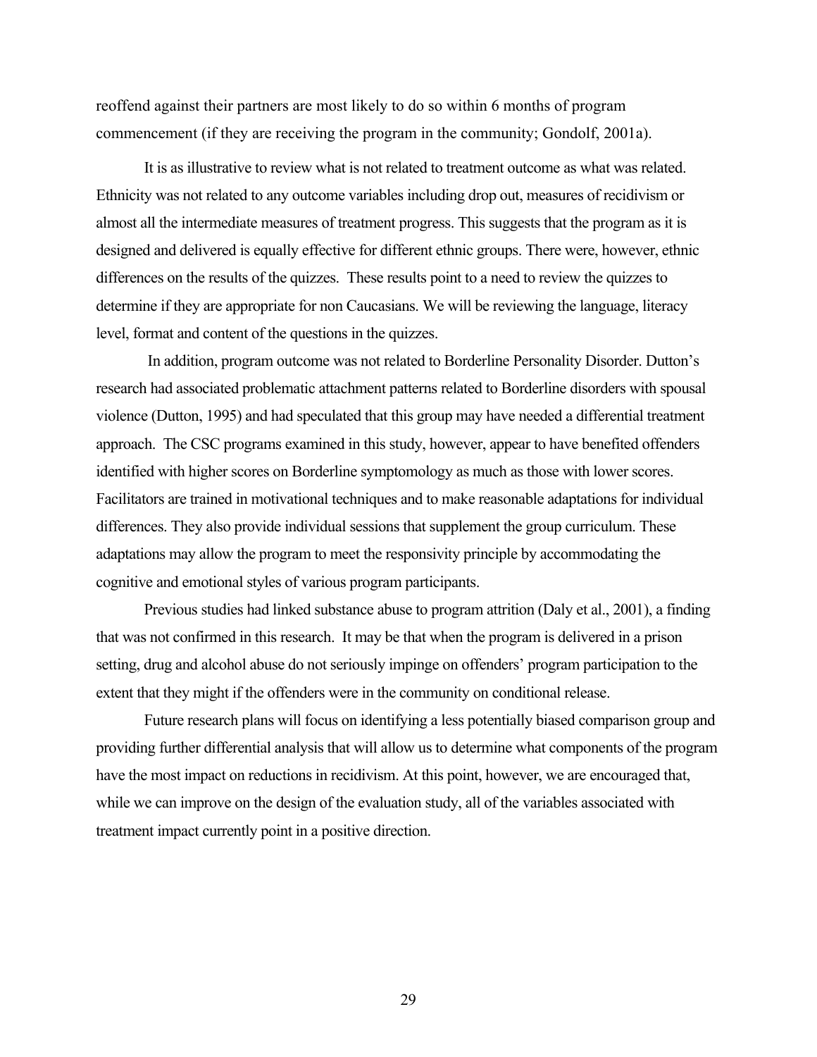reoffend against their partners are most likely to do so within 6 months of program commencement (if they are receiving the program in the community; Gondolf, 2001a).

It is as illustrative to review what is not related to treatment outcome as what was related. Ethnicity was not related to any outcome variables including drop out, measures of recidivism or almost all the intermediate measures of treatment progress. This suggests that the program as it is designed and delivered is equally effective for different ethnic groups. There were, however, ethnic differences on the results of the quizzes. These results point to a need to review the quizzes to determine if they are appropriate for non Caucasians. We will be reviewing the language, literacy level, format and content of the questions in the quizzes.

In addition, program outcome was not related to Borderline Personality Disorder. Dutton's research had associated problematic attachment patterns related to Borderline disorders with spousal violence (Dutton, 1995) and had speculated that this group may have needed a differential treatment approach. The CSC programs examined in this study, however, appear to have benefited offenders identified with higher scores on Borderline symptomology as much as those with lower scores. Facilitators are trained in motivational techniques and to make reasonable adaptations for individual differences. They also provide individual sessions that supplement the group curriculum. These adaptations may allow the program to meet the responsivity principle by accommodating the cognitive and emotional styles of various program participants.

Previous studies had linked substance abuse to program attrition (Daly et al., 2001), a finding that was not confirmed in this research. It may be that when the program is delivered in a prison setting, drug and alcohol abuse do not seriously impinge on offenders' program participation to the extent that they might if the offenders were in the community on conditional release.

Future research plans will focus on identifying a less potentially biased comparison group and providing further differential analysis that will allow us to determine what components of the program have the most impact on reductions in recidivism. At this point, however, we are encouraged that, while we can improve on the design of the evaluation study, all of the variables associated with treatment impact currently point in a positive direction.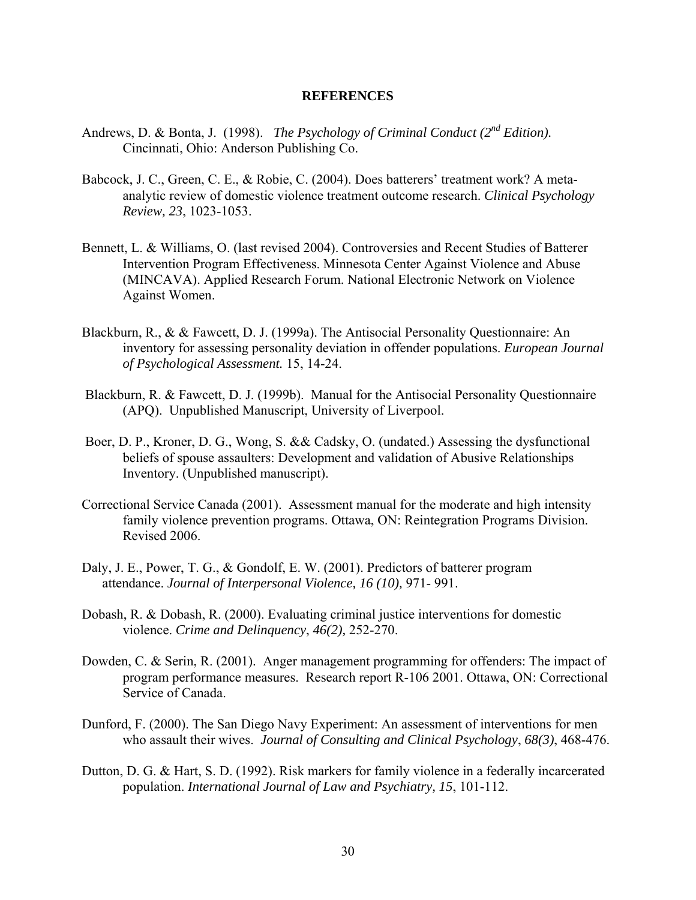# REFERENCES

Andrews, D. & Bonta, J. (1998). *The Psychology of Criminal Conduct (2nd Edition).* Cincinnati, Ohio: Anderson Publishing Co.

Babcock, J. C., Green, C. E., & Robie, C. (2004). Does batterers' treatment work? A meta-analytic review of domestic violence treatment outcome research. *Clinical Psychology Review, 23*, 1023-1053.

Bennett, L. & Williams, O. (last revised 2004). Controversies and Recent Studies of Batterer Intervention Program Effectiveness. Minnesota Center Against Violence and Abuse (MINCAVA). Applied Research Forum. National Electronic Network on Violence Against Women.

Blackburn, R., & & Fawcett, D. J. (1999a). The Antisocial Personality Questionnaire: An inventory for assessing personality deviation in offender populations. *European Journal of Psychological Assessment.* 15, 14-24.

Blackburn, R. & Fawcett, D. J. (1999b). Manual for the Antisocial Personality Questionnaire (APQ). Unpublished Manuscript, University of Liverpool.

Boer, D. P., Kroner, D. G., Wong, S. && Cadsky, O. (undated.) Assessing the dysfunctional beliefs of spouse assaulters: Development and validation of Abusive Relationships Inventory. (Unpublished manuscript).

Correctional Service Canada (2001). Assessment manual for the moderate and high intensity family violence prevention programs. Ottawa, ON: Reintegration Programs Division. Revised 2006.

Daly, J. E., Power, T. G., & Gondolf, E. W. (2001). Predictors of batterer program attendance. *Journal of Interpersonal Violence, 16 (10),* 971- 991.

Dobash, R. & Dobash, R. (2000). Evaluating criminal justice interventions for domestic violence. *Crime and Delinquency*, *46(2),* 252-270.

Dowden, C. & Serin, R. (2001). Anger management programming for offenders: The impact of program performance measures. Research report R-106 2001. Ottawa, ON: Correctional Service of Canada.

Dunford, F. (2000). The San Diego Navy Experiment: An assessment of interventions for men who assault their wives. *Journal of Consulting and Clinical Psychology*, *68(3)*, 468-476.

Dutton, D. G. & Hart, S. D. (1992). Risk markers for family violence in a federally incarcerated population. *International Journal of Law and Psychiatry, 15*, 101-112.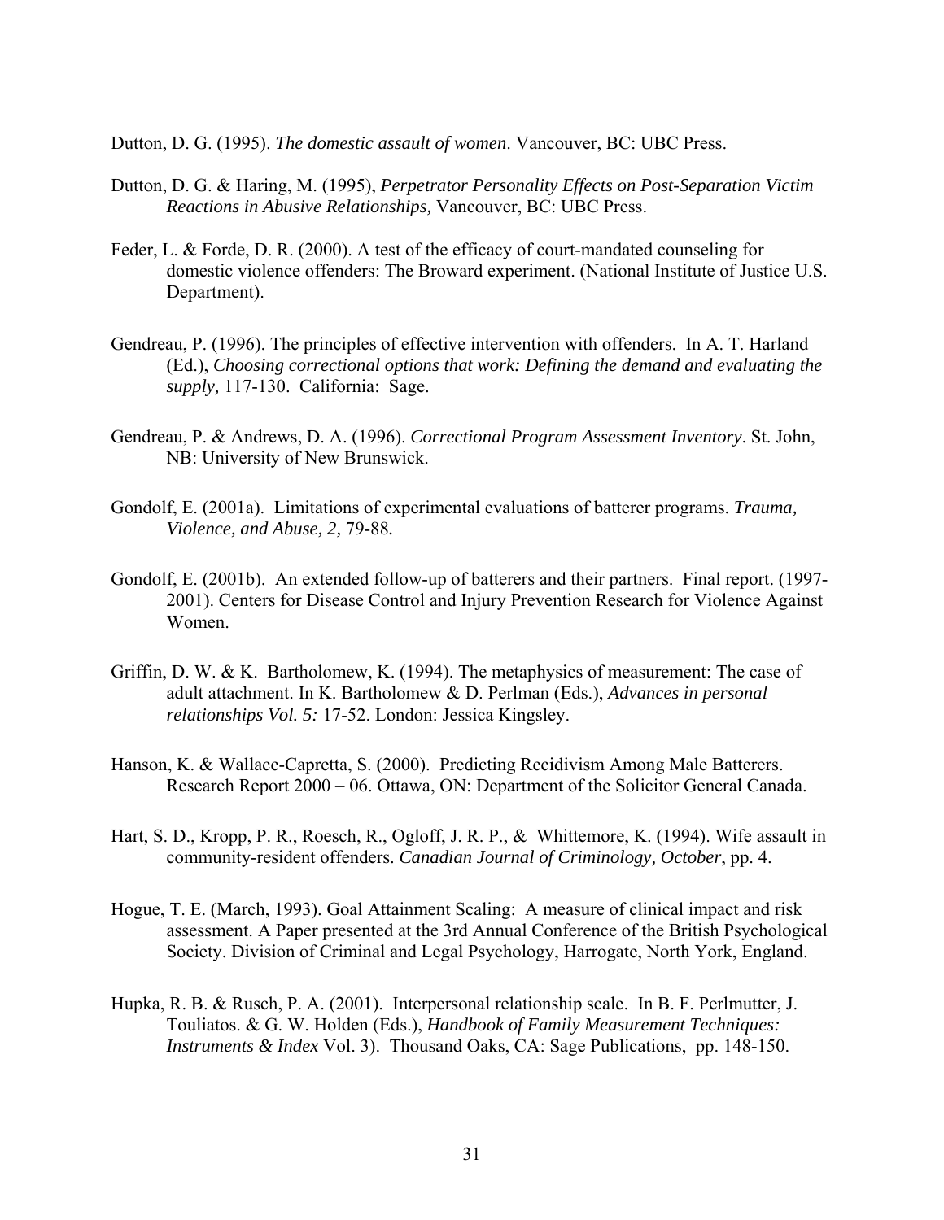Dutton, D. G. (1995). *The domestic assault of women*. Vancouver, BC: UBC Press.

Dutton, D. G. & Haring, M. (1995), *Perpetrator Personality Effects on Post-Separation Victim Reactions in Abusive Relationships,* Vancouver, BC: UBC Press.

Feder, L. & Forde, D. R. (2000). A test of the efficacy of court-mandated counseling for domestic violence offenders: The Broward experiment. (National Institute of Justice U.S. Department).

Gendreau, P. (1996). The principles of effective intervention with offenders. In A. T. Harland (Ed.), *Choosing correctional options that work: Defining the demand and evaluating the supply,* 117-130. California: Sage.

Gendreau, P. & Andrews, D. A. (1996). *Correctional Program Assessment Inventory*. St. John, NB: University of New Brunswick.

Gondolf, E. (2001a). Limitations of experimental evaluations of batterer programs. *Trauma, Violence, and Abuse, 2,* 79-88*.*

Gondolf, E. (2001b). An extended follow-up of batterers and their partners. Final report. (1997-2001). Centers for Disease Control and Injury Prevention Research for Violence Against Women.

Griffin, D. W. & K. Bartholomew, K. (1994). The metaphysics of measurement: The case of adult attachment. In K. Bartholomew & D. Perlman (Eds.), *Advances in personal relationships Vol. 5:* 17-52. London: Jessica Kingsley.

Hanson, K. & Wallace-Capretta, S. (2000). Predicting Recidivism Among Male Batterers. Research Report 2000 – 06. Ottawa, ON: Department of the Solicitor General Canada.

Hart, S. D., Kropp, P. R., Roesch, R., Ogloff, J. R. P., & Whittemore, K. (1994). Wife assault in community-resident offenders. *Canadian Journal of Criminology, October*, pp. 4.

Hogue, T. E. (March, 1993). Goal Attainment Scaling: A measure of clinical impact and risk assessment. A Paper presented at the 3rd Annual Conference of the British Psychological Society. Division of Criminal and Legal Psychology, Harrogate, North York, England.

Hupka, R. B. & Rusch, P. A. (2001). Interpersonal relationship scale. In B. F. Perlmutter, J. Touliatos. & G. W. Holden (Eds.), *Handbook of Family Measurement Techniques: Instruments & Index* Vol. 3). Thousand Oaks, CA: Sage Publications, pp. 148-150.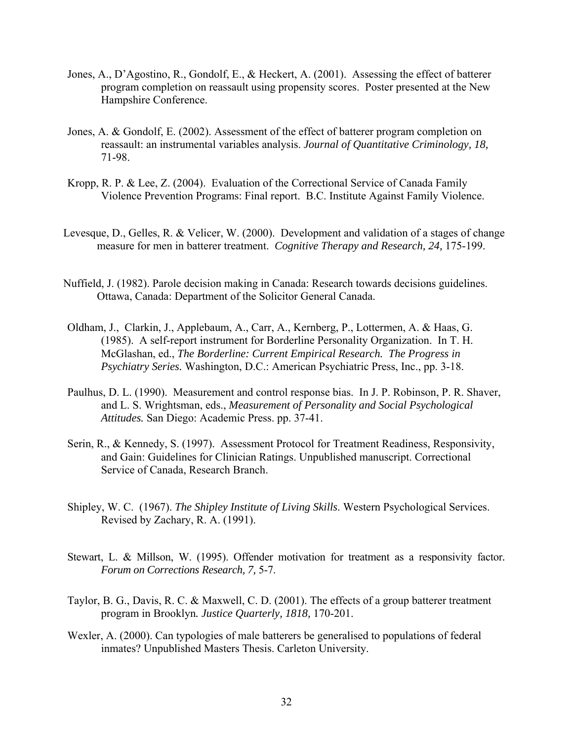Jones, A., D'Agostino, R., Gondolf, E., & Heckert, A. (2001). Assessing the effect of batterer program completion on reassault using propensity scores. Poster presented at the New Hampshire Conference.

Jones, A. & Gondolf, E. (2002). Assessment of the effect of batterer program completion on reassault: an instrumental variables analysis. *Journal of Quantitative Criminology, 18,* 71-98.

Kropp, R. P. & Lee, Z. (2004). Evaluation of the Correctional Service of Canada Family Violence Prevention Programs: Final report. B.C. Institute Against Family Violence.

Levesque, D., Gelles, R. & Velicer, W. (2000). Development and validation of a stages of change measure for men in batterer treatment. *Cognitive Therapy and Research, 24,* 175-199.

Nuffield, J. (1982). Parole decision making in Canada: Research towards decisions guidelines. Ottawa, Canada: Department of the Solicitor General Canada.

Oldham, J., Clarkin, J., Applebaum, A., Carr, A., Kernberg, P., Lottermen, A. & Haas, G. (1985). A self-report instrument for Borderline Personality Organization. In T. H. McGlashan, ed., *The Borderline: Current Empirical Research. The Progress in Psychiatry Series.* Washington, D.C.: American Psychiatric Press, Inc., pp. 3-18.

Paulhus, D. L. (1990). Measurement and control response bias. In J. P. Robinson, P. R. Shaver, and L. S. Wrightsman, eds., *Measurement of Personality and Social Psychological Attitudes.* San Diego: Academic Press. pp. 37-41.

Serin, R., & Kennedy, S. (1997). Assessment Protocol for Treatment Readiness, Responsivity, and Gain: Guidelines for Clinician Ratings. Unpublished manuscript. Correctional Service of Canada, Research Branch.

Shipley, W. C. (1967). *The Shipley Institute of Living Skills*. Western Psychological Services. Revised by Zachary, R. A. (1991).

Stewart, L. & Millson, W. (1995). Offender motivation for treatment as a responsivity factor. *Forum on Corrections Research, 7,* 5-7.

Taylor, B. G., Davis, R. C. & Maxwell, C. D. (2001). The effects of a group batterer treatment program in Brooklyn*. Justice Quarterly, 1818,* 170-201.

Wexler, A. (2000). Can typologies of male batterers be generalised to populations of federal inmates? Unpublished Masters Thesis. Carleton University.